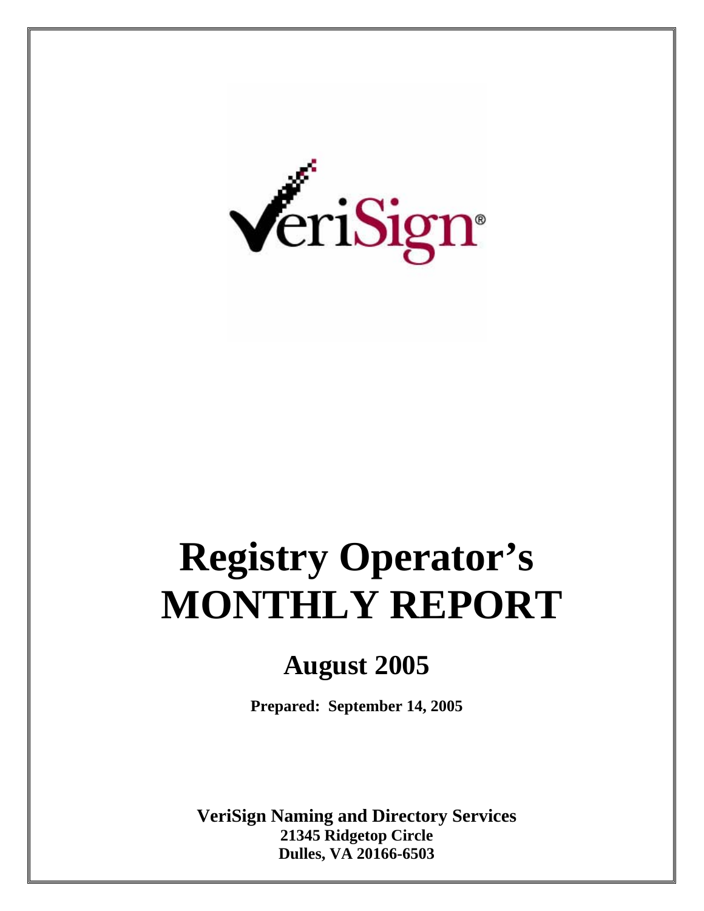# Registry Operator's MONTHLY REPORT

## August 2005

**Prepared: September 14, 2005**

**VeriSign Naming and Directory Services**
**21345 Ridgetop Circle**
**Dulles, VA 20166-6503**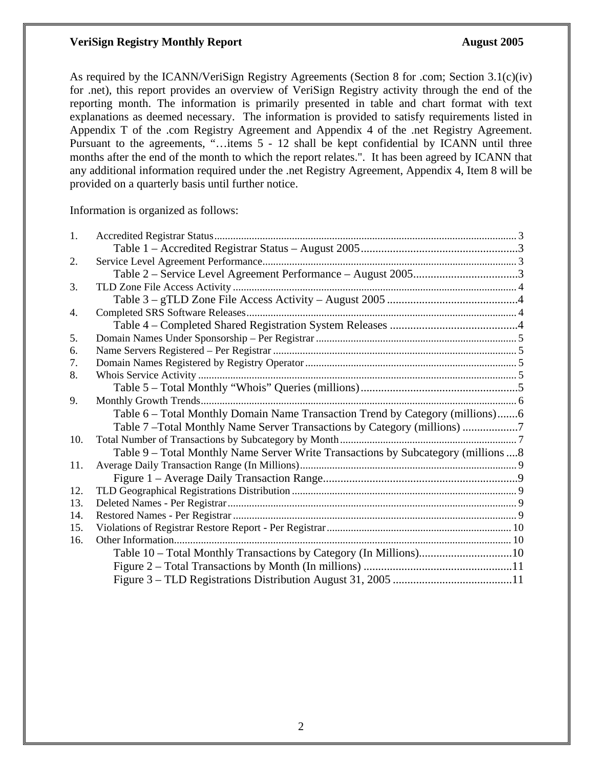As required by the ICANN/VeriSign Registry Agreements (Section 8 for .com; Section 3.1(c)(iv) for .net), this report provides an overview of VeriSign Registry activity through the end of the reporting month. The information is primarily presented in table and chart format with text explanations as deemed necessary. The information is provided to satisfy requirements listed in Appendix T of the .com Registry Agreement and Appendix 4 of the .net Registry Agreement. Pursuant to the agreements, "…items 5 - 12 shall be kept confidential by ICANN until three months after the end of the month to which the report relates.". It has been agreed by ICANN that any additional information required under the .net Registry Agreement, Appendix 4, Item 8 will be provided on a quarterly basis until further notice.

Information is organized as follows:

1. Accredited Registrar Status ..... 3
   - Table 1 – Accredited Registrar Status – August 2005 ..... 3
2. Service Level Agreement Performance ..... 3
   - Table 2 – Service Level Agreement Performance – August 2005 ..... 3
3. TLD Zone File Access Activity ..... 4
   - Table 3 – gTLD Zone File Access Activity – August 2005 ..... 4
4. Completed SRS Software Releases ..... 4
   - Table 4 – Completed Shared Registration System Releases ..... 4
5. Domain Names Under Sponsorship – Per Registrar ..... 5
6. Name Servers Registered – Per Registrar ..... 5
7. Domain Names Registered by Registry Operator ..... 5
8. Whois Service Activity ..... 5
   - Table 5 – Total Monthly "Whois" Queries (millions) ..... 5
9. Monthly Growth Trends ..... 6
   - Table 6 – Total Monthly Domain Name Transaction Trend by Category (millions) ..... 6
   - Table 7 –Total Monthly Name Server Transactions by Category (millions) ..... 7
10. Total Number of Transactions by Subcategory by Month ..... 7
    - Table 9 – Total Monthly Name Server Write Transactions by Subcategory (millions ..... 8
11. Average Daily Transaction Range (In Millions) ..... 9
    - Figure 1 – Average Daily Transaction Range ..... 9
12. TLD Geographical Registrations Distribution ..... 9
13. Deleted Names - Per Registrar ..... 9
14. Restored Names - Per Registrar ..... 9
15. Violations of Registrar Restore Report - Per Registrar ..... 10
16. Other Information ..... 10
    - Table 10 – Total Monthly Transactions by Category (In Millions) ..... 10
    - Figure 2 – Total Transactions by Month (In millions) ..... 11
    - Figure 3 – TLD Registrations Distribution August 31, 2005 ..... 11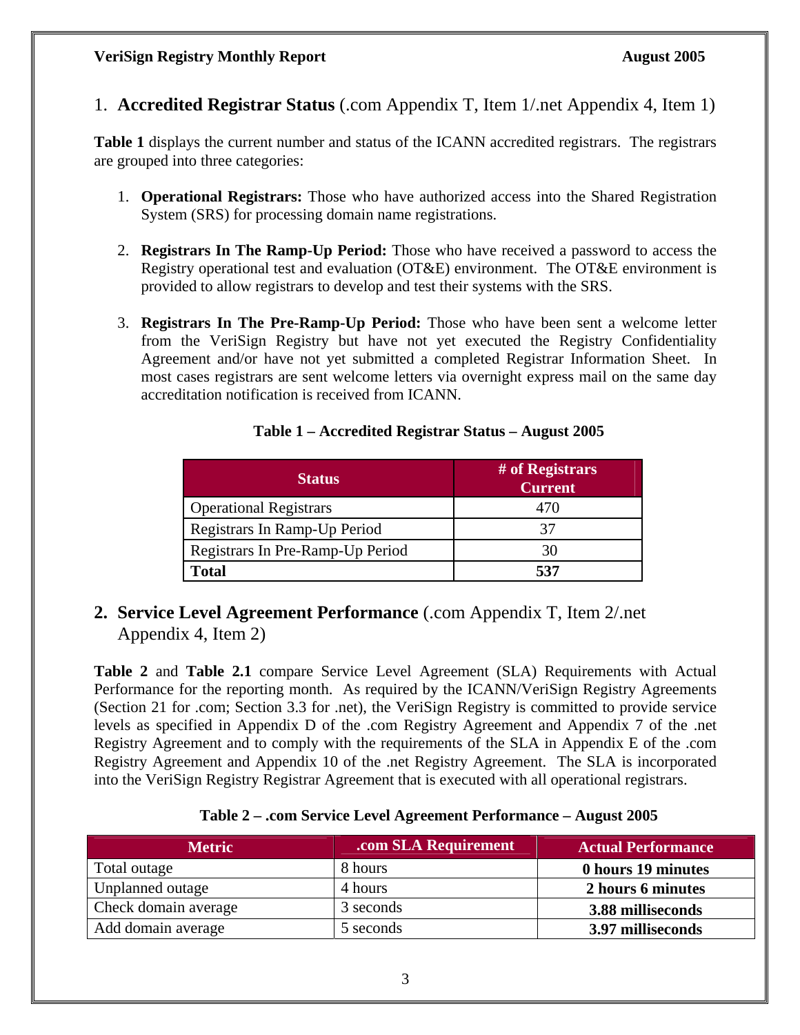## 1. **Accredited Registrar Status** (.com Appendix T, Item 1/.net Appendix 4, Item 1)

**Table 1** displays the current number and status of the ICANN accredited registrars. The registrars are grouped into three categories:

1. **Operational Registrars:** Those who have authorized access into the Shared Registration System (SRS) for processing domain name registrations.

2. **Registrars In The Ramp-Up Period:** Those who have received a password to access the Registry operational test and evaluation (OT&E) environment. The OT&E environment is provided to allow registrars to develop and test their systems with the SRS.

3. **Registrars In The Pre-Ramp-Up Period:** Those who have been sent a welcome letter from the VeriSign Registry but have not yet executed the Registry Confidentiality Agreement and/or have not yet submitted a completed Registrar Information Sheet. In most cases registrars are sent welcome letters via overnight express mail on the same day accreditation notification is received from ICANN.

**Table 1 – Accredited Registrar Status – August 2005**

| Status | # of Registrars Current |
|---|---|
| Operational Registrars | 470 |
| Registrars In Ramp-Up Period | 37 |
| Registrars In Pre-Ramp-Up Period | 30 |
| **Total** | **537** |

## 2. **Service Level Agreement Performance** (.com Appendix T, Item 2/.net Appendix 4, Item 2)

**Table 2** and **Table 2.1** compare Service Level Agreement (SLA) Requirements with Actual Performance for the reporting month. As required by the ICANN/VeriSign Registry Agreements (Section 21 for .com; Section 3.3 for .net), the VeriSign Registry is committed to provide service levels as specified in Appendix D of the .com Registry Agreement and Appendix 7 of the .net Registry Agreement and to comply with the requirements of the SLA in Appendix E of the .com Registry Agreement and Appendix 10 of the .net Registry Agreement. The SLA is incorporated into the VeriSign Registry Registrar Agreement that is executed with all operational registrars.

**Table 2 – .com Service Level Agreement Performance – August 2005**

| Metric | .com SLA Requirement | Actual Performance |
|---|---|---|
| Total outage | 8 hours | **0 hours 19 minutes** |
| Unplanned outage | 4 hours | **2 hours 6 minutes** |
| Check domain average | 3 seconds | **3.88 milliseconds** |
| Add domain average | 5 seconds | **3.97 milliseconds** |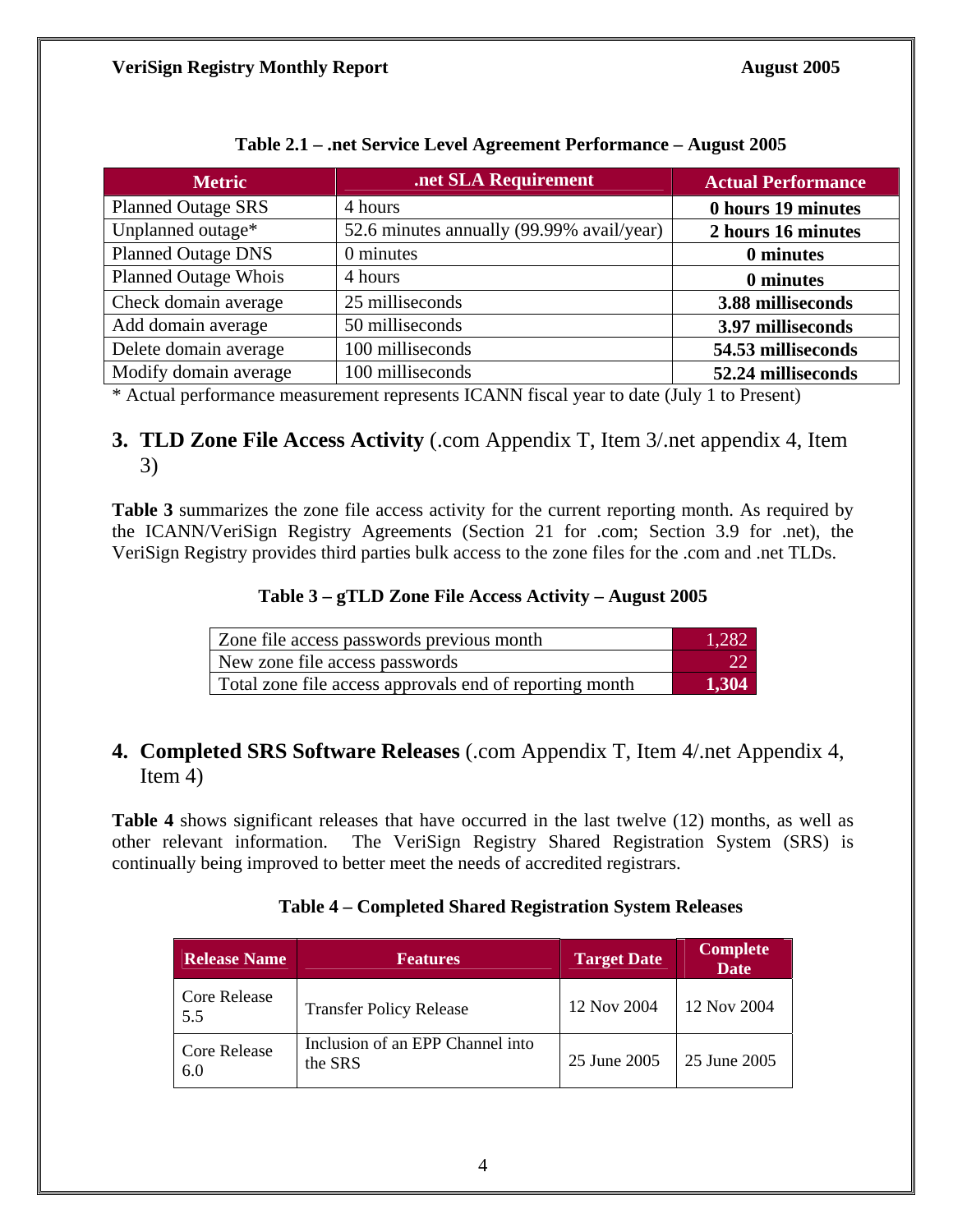**Table 2.1 – .net Service Level Agreement Performance – August 2005**

| Metric | .net SLA Requirement | Actual Performance |
|---|---|---|
| Planned Outage SRS | 4 hours | **0 hours 19 minutes** |
| Unplanned outage* | 52.6 minutes annually (99.99% avail/year) | **2 hours 16 minutes** |
| Planned Outage DNS | 0 minutes | **0 minutes** |
| Planned Outage Whois | 4 hours | **0 minutes** |
| Check domain average | 25 milliseconds | **3.88 milliseconds** |
| Add domain average | 50 milliseconds | **3.97 milliseconds** |
| Delete domain average | 100 milliseconds | **54.53 milliseconds** |
| Modify domain average | 100 milliseconds | **52.24 milliseconds** |

* Actual performance measurement represents ICANN fiscal year to date (July 1 to Present)

## 3. **TLD Zone File Access Activity** (.com Appendix T, Item 3/.net appendix 4, Item 3)

**Table 3** summarizes the zone file access activity for the current reporting month. As required by the ICANN/VeriSign Registry Agreements (Section 21 for .com; Section 3.9 for .net), the VeriSign Registry provides third parties bulk access to the zone files for the .com and .net TLDs.

**Table 3 – gTLD Zone File Access Activity – August 2005**

| | |
|---|---|
| Zone file access passwords previous month | 1,282 |
| New zone file access passwords | 22 |
| Total zone file access approvals end of reporting month | **1,304** |

## 4. **Completed SRS Software Releases** (.com Appendix T, Item 4/.net Appendix 4, Item 4)

**Table 4** shows significant releases that have occurred in the last twelve (12) months, as well as other relevant information. The VeriSign Registry Shared Registration System (SRS) is continually being improved to better meet the needs of accredited registrars.

**Table 4 – Completed Shared Registration System Releases**

| Release Name | Features | Target Date | Complete Date |
|---|---|---|---|
| Core Release 5.5 | Transfer Policy Release | 12 Nov 2004 | 12 Nov 2004 |
| Core Release 6.0 | Inclusion of an EPP Channel into the SRS | 25 June 2005 | 25 June 2005 |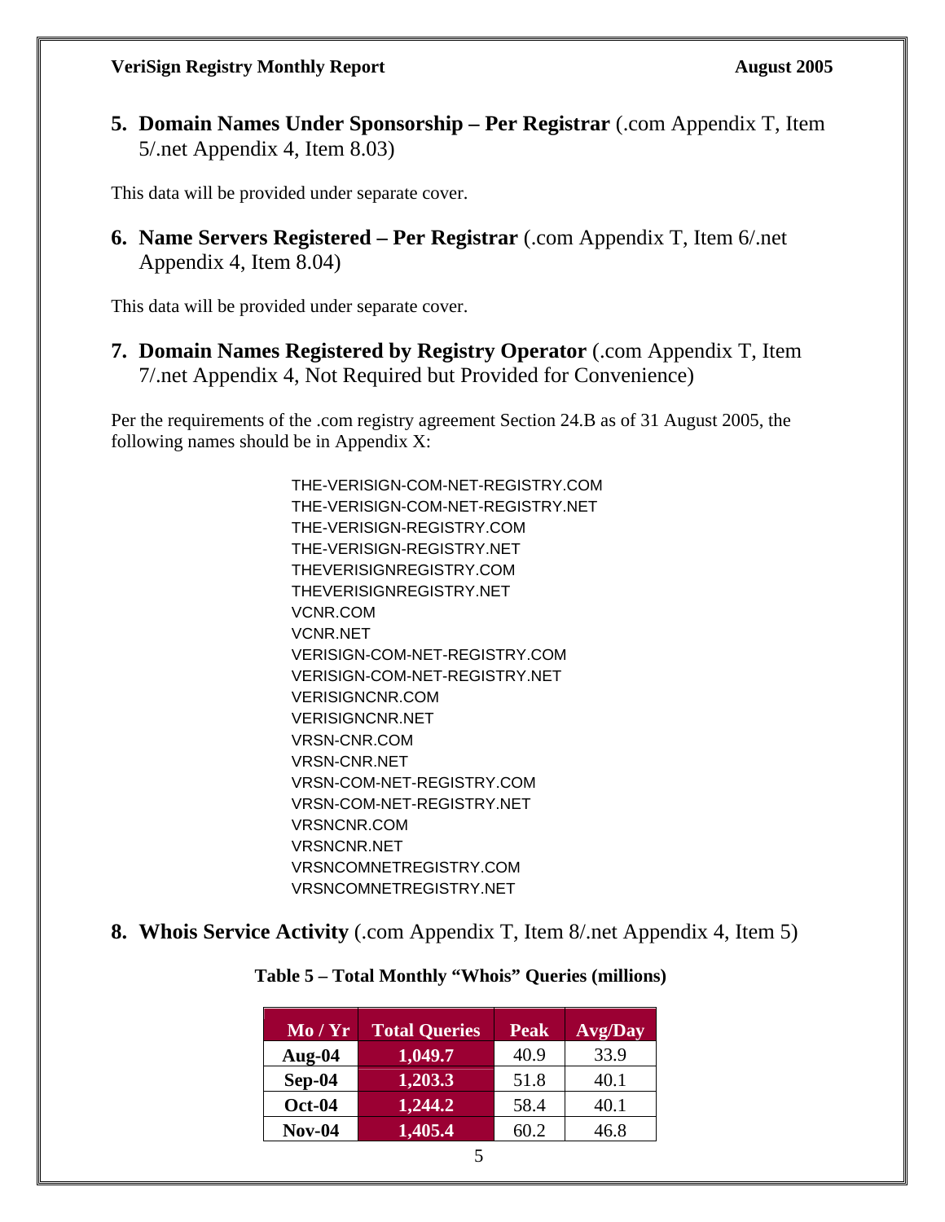5. **Domain Names Under Sponsorship – Per Registrar** (.com Appendix T, Item 5/.net Appendix 4, Item 8.03)

This data will be provided under separate cover.

6. **Name Servers Registered – Per Registrar** (.com Appendix T, Item 6/.net Appendix 4, Item 8.04)

This data will be provided under separate cover.

7. **Domain Names Registered by Registry Operator** (.com Appendix T, Item 7/.net Appendix 4, Not Required but Provided for Convenience)

Per the requirements of the .com registry agreement Section 24.B as of 31 August 2005, the following names should be in Appendix X:

THE-VERISIGN-COM-NET-REGISTRY.COM
THE-VERISIGN-COM-NET-REGISTRY.NET
THE-VERISIGN-REGISTRY.COM
THE-VERISIGN-REGISTRY.NET
THEVERISIGNREGISTRY.COM
THEVERISIGNREGISTRY.NET
VCNR.COM
VCNR.NET
VERISIGN-COM-NET-REGISTRY.COM
VERISIGN-COM-NET-REGISTRY.NET
VERISIGNCNR.COM
VERISIGNCNR.NET
VRSN-CNR.COM
VRSN-CNR.NET
VRSN-COM-NET-REGISTRY.COM
VRSN-COM-NET-REGISTRY.NET
VRSNCNR.COM
VRSNCNR.NET
VRSNCOMNETREGISTRY.COM
VRSNCOMNETREGISTRY.NET

8. **Whois Service Activity** (.com Appendix T, Item 8/.net Appendix 4, Item 5)

**Table 5 – Total Monthly "Whois" Queries (millions)**

| Mo / Yr | Total Queries | Peak | Avg/Day |
|---|---|---|---|
| **Aug-04** | **1,049.7** | 40.9 | 33.9 |
| **Sep-04** | **1,203.3** | 51.8 | 40.1 |
| **Oct-04** | **1,244.2** | 58.4 | 40.1 |
| **Nov-04** | **1,405.4** | 60.2 | 46.8 |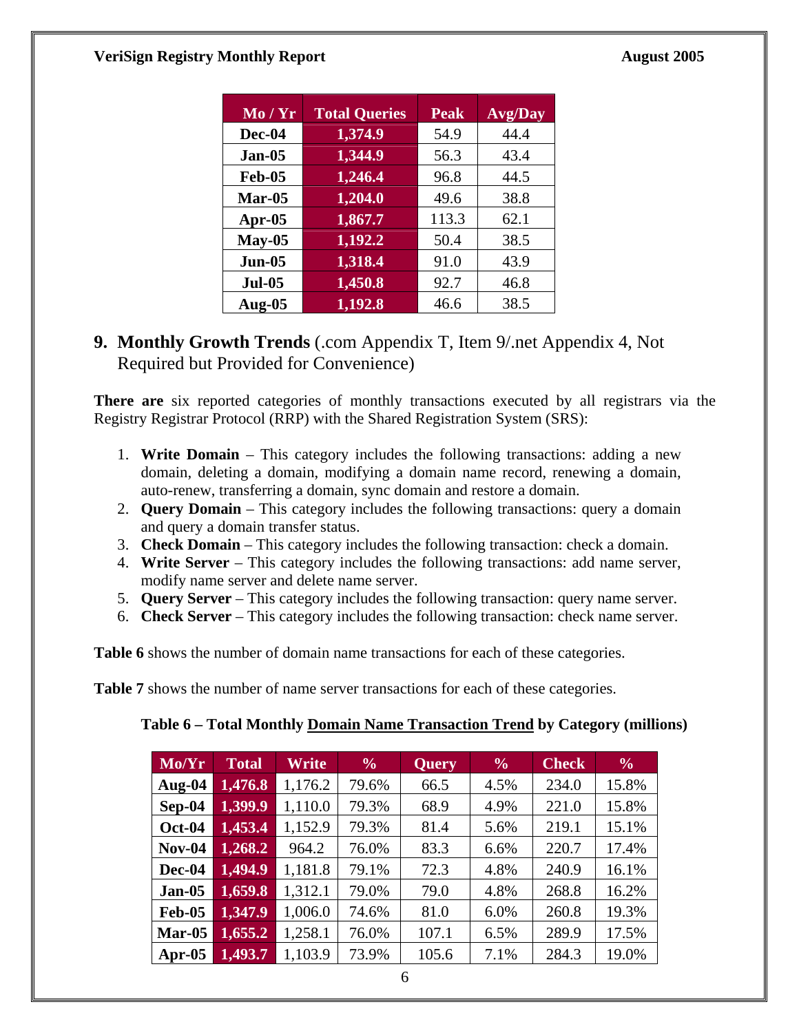| Mo / Yr | Total Queries | Peak | Avg/Day |
|---|---|---|---|
| Dec-04 | 1,374.9 | 54.9 | 44.4 |
| Jan-05 | 1,344.9 | 56.3 | 43.4 |
| Feb-05 | 1,246.4 | 96.8 | 44.5 |
| Mar-05 | 1,204.0 | 49.6 | 38.8 |
| Apr-05 | 1,867.7 | 113.3 | 62.1 |
| May-05 | 1,192.2 | 50.4 | 38.5 |
| Jun-05 | 1,318.4 | 91.0 | 43.9 |
| Jul-05 | 1,450.8 | 92.7 | 46.8 |
| Aug-05 | 1,192.8 | 46.6 | 38.5 |

## 9. Monthly Growth Trends (.com Appendix T, Item 9/.net Appendix 4, Not Required but Provided for Convenience)

**There are** six reported categories of monthly transactions executed by all registrars via the Registry Registrar Protocol (RRP) with the Shared Registration System (SRS):

1. **Write Domain** – This category includes the following transactions: adding a new domain, deleting a domain, modifying a domain name record, renewing a domain, auto-renew, transferring a domain, sync domain and restore a domain.
2. **Query Domain** – This category includes the following transactions: query a domain and query a domain transfer status.
3. **Check Domain** – This category includes the following transaction: check a domain.
4. **Write Server** – This category includes the following transactions: add name server, modify name server and delete name server.
5. **Query Server** – This category includes the following transaction: query name server.
6. **Check Server** – This category includes the following transaction: check name server.

**Table 6** shows the number of domain name transactions for each of these categories.

**Table 7** shows the number of name server transactions for each of these categories.

**Table 6 – Total Monthly Domain Name Transaction Trend by Category (millions)**

| Mo/Yr | Total | Write | % | Query | % | Check | % |
|---|---|---|---|---|---|---|---|
| Aug-04 | 1,476.8 | 1,176.2 | 79.6% | 66.5 | 4.5% | 234.0 | 15.8% |
| Sep-04 | 1,399.9 | 1,110.0 | 79.3% | 68.9 | 4.9% | 221.0 | 15.8% |
| Oct-04 | 1,453.4 | 1,152.9 | 79.3% | 81.4 | 5.6% | 219.1 | 15.1% |
| Nov-04 | 1,268.2 | 964.2 | 76.0% | 83.3 | 6.6% | 220.7 | 17.4% |
| Dec-04 | 1,494.9 | 1,181.8 | 79.1% | 72.3 | 4.8% | 240.9 | 16.1% |
| Jan-05 | 1,659.8 | 1,312.1 | 79.0% | 79.0 | 4.8% | 268.8 | 16.2% |
| Feb-05 | 1,347.9 | 1,006.0 | 74.6% | 81.0 | 6.0% | 260.8 | 19.3% |
| Mar-05 | 1,655.2 | 1,258.1 | 76.0% | 107.1 | 6.5% | 289.9 | 17.5% |
| Apr-05 | 1,493.7 | 1,103.9 | 73.9% | 105.6 | 7.1% | 284.3 | 19.0% |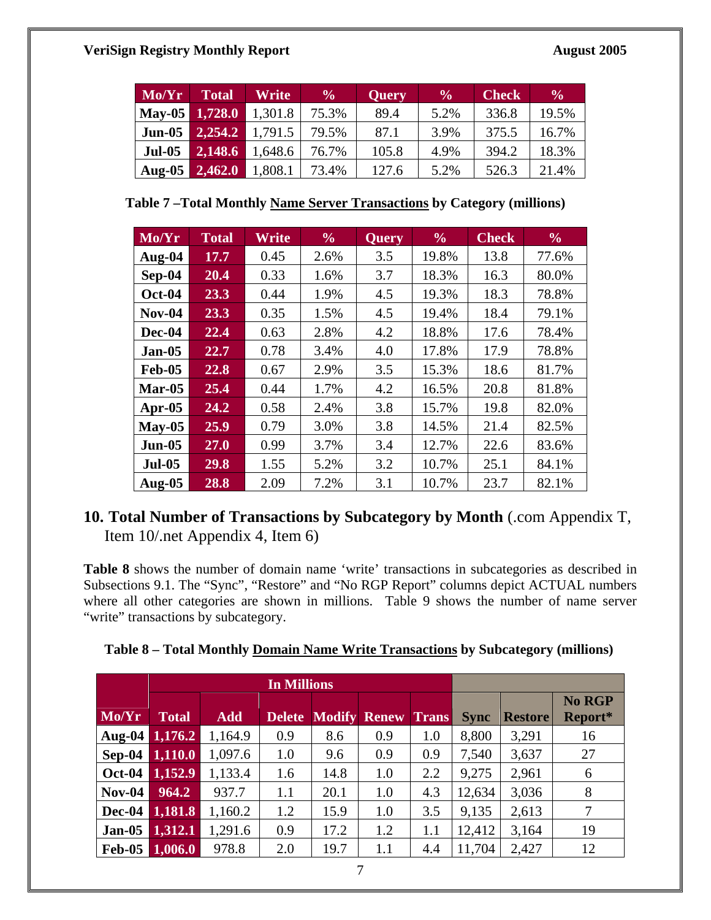| Mo/Yr | Total | Write | % | Query | % | Check | % |
|---|---|---|---|---|---|---|---|
| May-05 | 1,728.0 | 1,301.8 | 75.3% | 89.4 | 5.2% | 336.8 | 19.5% |
| Jun-05 | 2,254.2 | 1,791.5 | 79.5% | 87.1 | 3.9% | 375.5 | 16.7% |
| Jul-05 | 2,148.6 | 1,648.6 | 76.7% | 105.8 | 4.9% | 394.2 | 18.3% |
| Aug-05 | 2,462.0 | 1,808.1 | 73.4% | 127.6 | 5.2% | 526.3 | 21.4% |

**Table 7 –Total Monthly Name Server Transactions by Category (millions)**

| Mo/Yr | Total | Write | % | Query | % | Check | % |
|---|---|---|---|---|---|---|---|
| Aug-04 | 17.7 | 0.45 | 2.6% | 3.5 | 19.8% | 13.8 | 77.6% |
| Sep-04 | 20.4 | 0.33 | 1.6% | 3.7 | 18.3% | 16.3 | 80.0% |
| Oct-04 | 23.3 | 0.44 | 1.9% | 4.5 | 19.3% | 18.3 | 78.8% |
| Nov-04 | 23.3 | 0.35 | 1.5% | 4.5 | 19.4% | 18.4 | 79.1% |
| Dec-04 | 22.4 | 0.63 | 2.8% | 4.2 | 18.8% | 17.6 | 78.4% |
| Jan-05 | 22.7 | 0.78 | 3.4% | 4.0 | 17.8% | 17.9 | 78.8% |
| Feb-05 | 22.8 | 0.67 | 2.9% | 3.5 | 15.3% | 18.6 | 81.7% |
| Mar-05 | 25.4 | 0.44 | 1.7% | 4.2 | 16.5% | 20.8 | 81.8% |
| Apr-05 | 24.2 | 0.58 | 2.4% | 3.8 | 15.7% | 19.8 | 82.0% |
| May-05 | 25.9 | 0.79 | 3.0% | 3.8 | 14.5% | 21.4 | 82.5% |
| Jun-05 | 27.0 | 0.99 | 3.7% | 3.4 | 12.7% | 22.6 | 83.6% |
| Jul-05 | 29.8 | 1.55 | 5.2% | 3.2 | 10.7% | 25.1 | 84.1% |
| Aug-05 | 28.8 | 2.09 | 7.2% | 3.1 | 10.7% | 23.7 | 82.1% |

## 10. Total Number of Transactions by Subcategory by Month (.com Appendix T, Item 10/.net Appendix 4, Item 6)

**Table 8** shows the number of domain name 'write' transactions in subcategories as described in Subsections 9.1. The "Sync", "Restore" and "No RGP Report" columns depict ACTUAL numbers where all other categories are shown in millions. Table 9 shows the number of name server "write" transactions by subcategory.

**Table 8 – Total Monthly Domain Name Write Transactions by Subcategory (millions)**

| | In Millions | | | | | | | | |
|---|---|---|---|---|---|---|---|---|---|
| Mo/Yr | Total | Add | Delete | Modify | Renew | Trans | Sync | Restore | No RGP Report* |
| Aug-04 | 1,176.2 | 1,164.9 | 0.9 | 8.6 | 0.9 | 1.0 | 8,800 | 3,291 | 16 |
| Sep-04 | 1,110.0 | 1,097.6 | 1.0 | 9.6 | 0.9 | 0.9 | 7,540 | 3,637 | 27 |
| Oct-04 | 1,152.9 | 1,133.4 | 1.6 | 14.8 | 1.0 | 2.2 | 9,275 | 2,961 | 6 |
| Nov-04 | 964.2 | 937.7 | 1.1 | 20.1 | 1.0 | 4.3 | 12,634 | 3,036 | 8 |
| Dec-04 | 1,181.8 | 1,160.2 | 1.2 | 15.9 | 1.0 | 3.5 | 9,135 | 2,613 | 7 |
| Jan-05 | 1,312.1 | 1,291.6 | 0.9 | 17.2 | 1.2 | 1.1 | 12,412 | 3,164 | 19 |
| Feb-05 | 1,006.0 | 978.8 | 2.0 | 19.7 | 1.1 | 4.4 | 11,704 | 2,427 | 12 |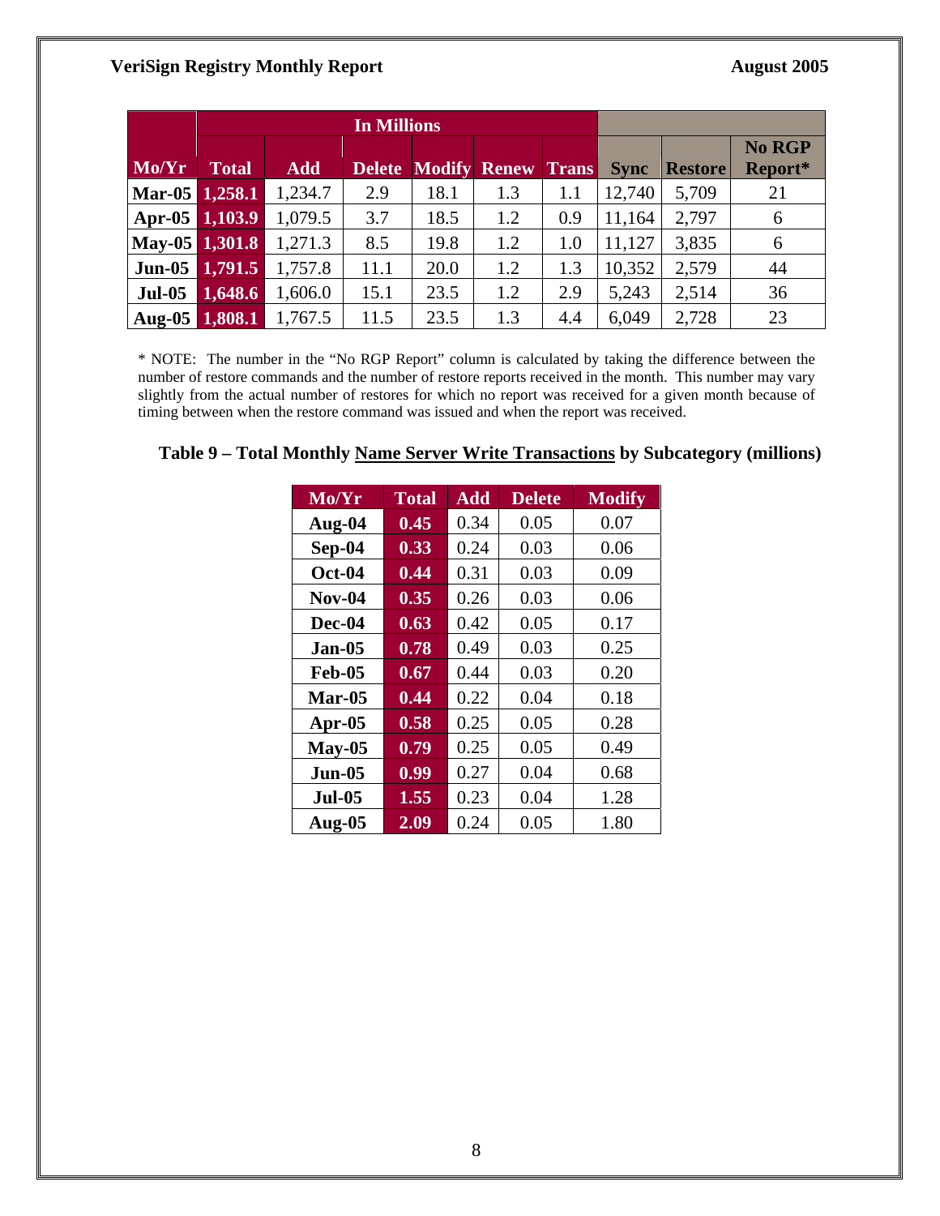| Mo/Yr | In Millions | | | | | | | | |
|---|---|---|---|---|---|---|---|---|---|
| | Total | Add | Delete | Modify | Renew | Trans | Sync | Restore | No RGP Report* |
| Mar-05 | 1,258.1 | 1,234.7 | 2.9 | 18.1 | 1.3 | 1.1 | 12,740 | 5,709 | 21 |
| Apr-05 | 1,103.9 | 1,079.5 | 3.7 | 18.5 | 1.2 | 0.9 | 11,164 | 2,797 | 6 |
| May-05 | 1,301.8 | 1,271.3 | 8.5 | 19.8 | 1.2 | 1.0 | 11,127 | 3,835 | 6 |
| Jun-05 | 1,791.5 | 1,757.8 | 11.1 | 20.0 | 1.2 | 1.3 | 10,352 | 2,579 | 44 |
| Jul-05 | 1,648.6 | 1,606.0 | 15.1 | 23.5 | 1.2 | 2.9 | 5,243 | 2,514 | 36 |
| Aug-05 | 1,808.1 | 1,767.5 | 11.5 | 23.5 | 1.3 | 4.4 | 6,049 | 2,728 | 23 |

* NOTE: The number in the "No RGP Report" column is calculated by taking the difference between the number of restore commands and the number of restore reports received in the month. This number may vary slightly from the actual number of restores for which no report was received for a given month because of timing between when the restore command was issued and when the report was received.

**Table 9 – Total Monthly Name Server Write Transactions by Subcategory (millions)**

| Mo/Yr | Total | Add | Delete | Modify |
|---|---|---|---|---|
| Aug-04 | 0.45 | 0.34 | 0.05 | 0.07 |
| Sep-04 | 0.33 | 0.24 | 0.03 | 0.06 |
| Oct-04 | 0.44 | 0.31 | 0.03 | 0.09 |
| Nov-04 | 0.35 | 0.26 | 0.03 | 0.06 |
| Dec-04 | 0.63 | 0.42 | 0.05 | 0.17 |
| Jan-05 | 0.78 | 0.49 | 0.03 | 0.25 |
| Feb-05 | 0.67 | 0.44 | 0.03 | 0.20 |
| Mar-05 | 0.44 | 0.22 | 0.04 | 0.18 |
| Apr-05 | 0.58 | 0.25 | 0.05 | 0.28 |
| May-05 | 0.79 | 0.25 | 0.05 | 0.49 |
| Jun-05 | 0.99 | 0.27 | 0.04 | 0.68 |
| Jul-05 | 1.55 | 0.23 | 0.04 | 1.28 |
| Aug-05 | 2.09 | 0.24 | 0.05 | 1.80 |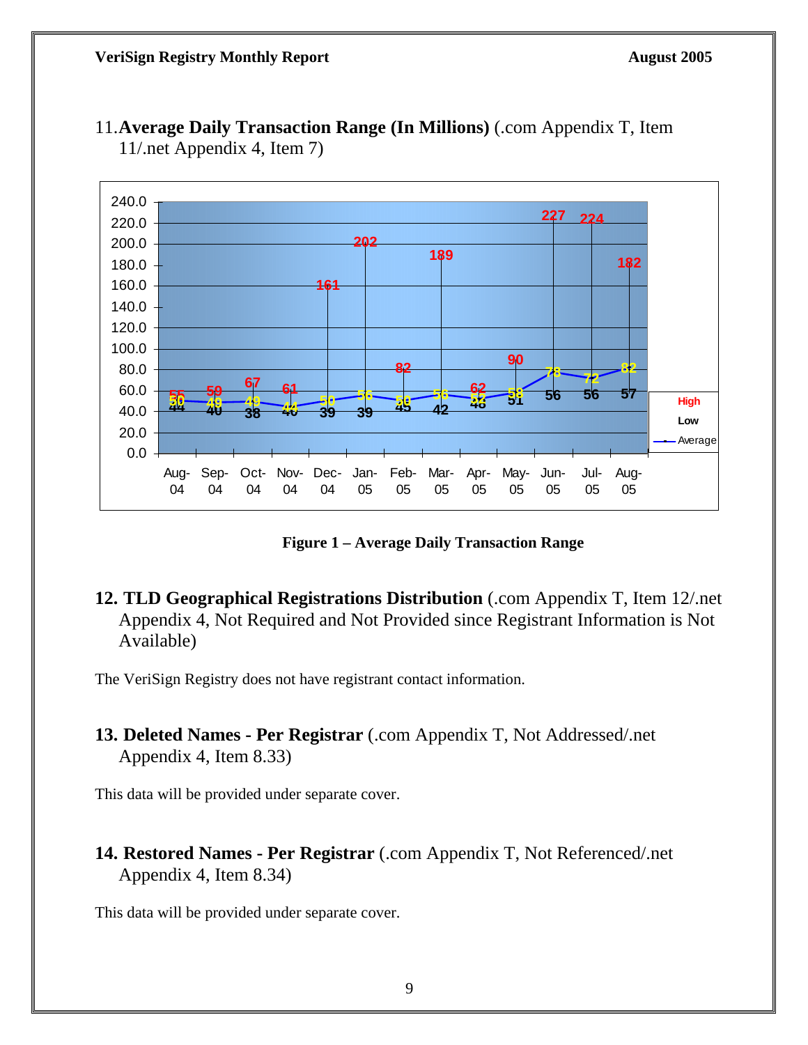11. **Average Daily Transaction Range (In Millions)** (.com Appendix T, Item 11/.net Appendix 4, Item 7)

| Month | High | Low | Average |
|---|---|---|---|
| Aug-04 | 55 | 44 | 50 |
| Sep-04 | 59 | 40 | 49 |
| Oct-04 | 67 | 38 | 49 |
| Nov-04 | 61 | 40 | 44 |
| Dec-04 | 161 | 39 | 50 |
| Jan-05 | 202 | 39 | 56 |
| Feb-05 | 82 | 45 | 50 |
| Mar-05 | 189 | 42 | 56 |
| Apr-05 | 62 | 48 | 52 |
| May-05 | 90 | 51 | 58 |
| Jun-05 | 227 | 56 | 78 |
| Jul-05 | 224 | 56 | 72 |
| Aug-05 | 182 | 57 | 82 |

**Figure 1 – Average Daily Transaction Range**

**12. TLD Geographical Registrations Distribution** (.com Appendix T, Item 12/.net Appendix 4, Not Required and Not Provided since Registrant Information is Not Available)

The VeriSign Registry does not have registrant contact information.

**13. Deleted Names - Per Registrar** (.com Appendix T, Not Addressed/.net Appendix 4, Item 8.33)

This data will be provided under separate cover.

**14. Restored Names - Per Registrar** (.com Appendix T, Not Referenced/.net Appendix 4, Item 8.34)

This data will be provided under separate cover.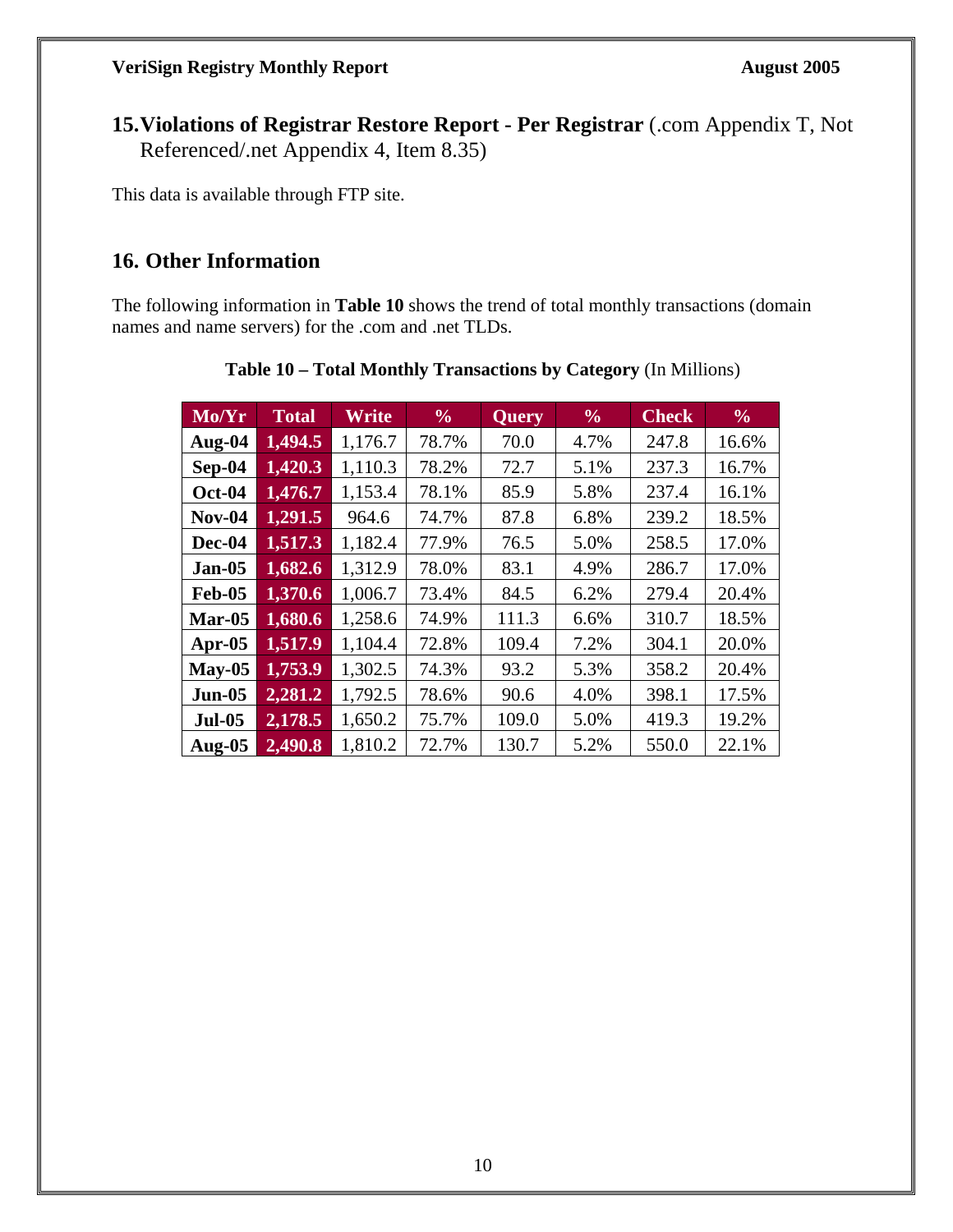## 15. Violations of Registrar Restore Report - Per Registrar (.com Appendix T, Not Referenced/.net Appendix 4, Item 8.35)

This data is available through FTP site.

## 16. Other Information

The following information in **Table 10** shows the trend of total monthly transactions (domain names and name servers) for the .com and .net TLDs.

**Table 10 – Total Monthly Transactions by Category** (In Millions)

| Mo/Yr | Total | Write | % | Query | % | Check | % |
|---|---|---|---|---|---|---|---|
| **Aug-04** | **1,494.5** | 1,176.7 | 78.7% | 70.0 | 4.7% | 247.8 | 16.6% |
| **Sep-04** | **1,420.3** | 1,110.3 | 78.2% | 72.7 | 5.1% | 237.3 | 16.7% |
| **Oct-04** | **1,476.7** | 1,153.4 | 78.1% | 85.9 | 5.8% | 237.4 | 16.1% |
| **Nov-04** | **1,291.5** | 964.6 | 74.7% | 87.8 | 6.8% | 239.2 | 18.5% |
| **Dec-04** | **1,517.3** | 1,182.4 | 77.9% | 76.5 | 5.0% | 258.5 | 17.0% |
| **Jan-05** | **1,682.6** | 1,312.9 | 78.0% | 83.1 | 4.9% | 286.7 | 17.0% |
| **Feb-05** | **1,370.6** | 1,006.7 | 73.4% | 84.5 | 6.2% | 279.4 | 20.4% |
| **Mar-05** | **1,680.6** | 1,258.6 | 74.9% | 111.3 | 6.6% | 310.7 | 18.5% |
| **Apr-05** | **1,517.9** | 1,104.4 | 72.8% | 109.4 | 7.2% | 304.1 | 20.0% |
| **May-05** | **1,753.9** | 1,302.5 | 74.3% | 93.2 | 5.3% | 358.2 | 20.4% |
| **Jun-05** | **2,281.2** | 1,792.5 | 78.6% | 90.6 | 4.0% | 398.1 | 17.5% |
| **Jul-05** | **2,178.5** | 1,650.2 | 75.7% | 109.0 | 5.0% | 419.3 | 19.2% |
| **Aug-05** | **2,490.8** | 1,810.2 | 72.7% | 130.7 | 5.2% | 550.0 | 22.1% |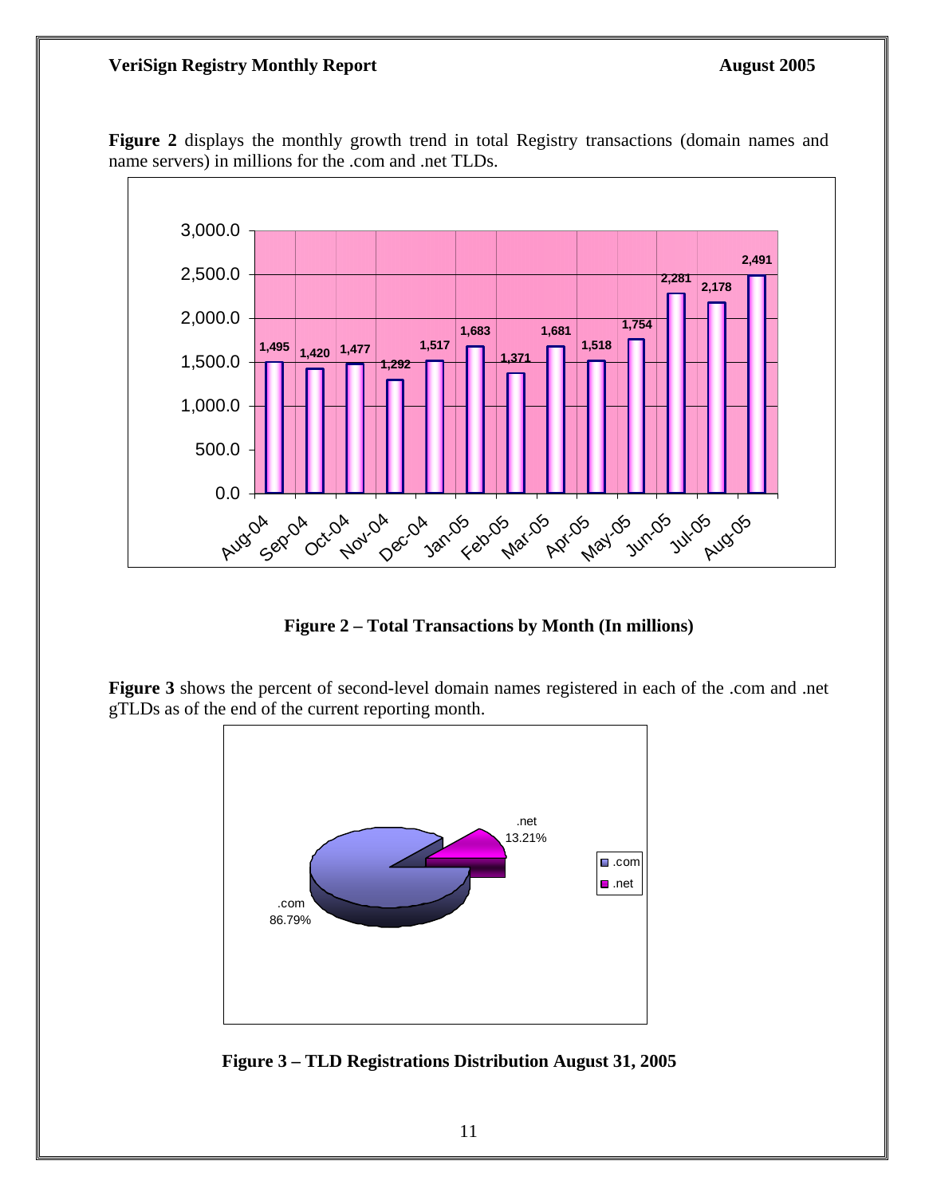**Figure 2** displays the monthly growth trend in total Registry transactions (domain names and name servers) in millions for the .com and .net TLDs.

**Figure 2 – Total Transactions by Month (In millions)**

**Figure 3** shows the percent of second-level domain names registered in each of the .com and .net gTLDs as of the end of the current reporting month.

**Figure 3 – TLD Registrations Distribution August 31, 2005**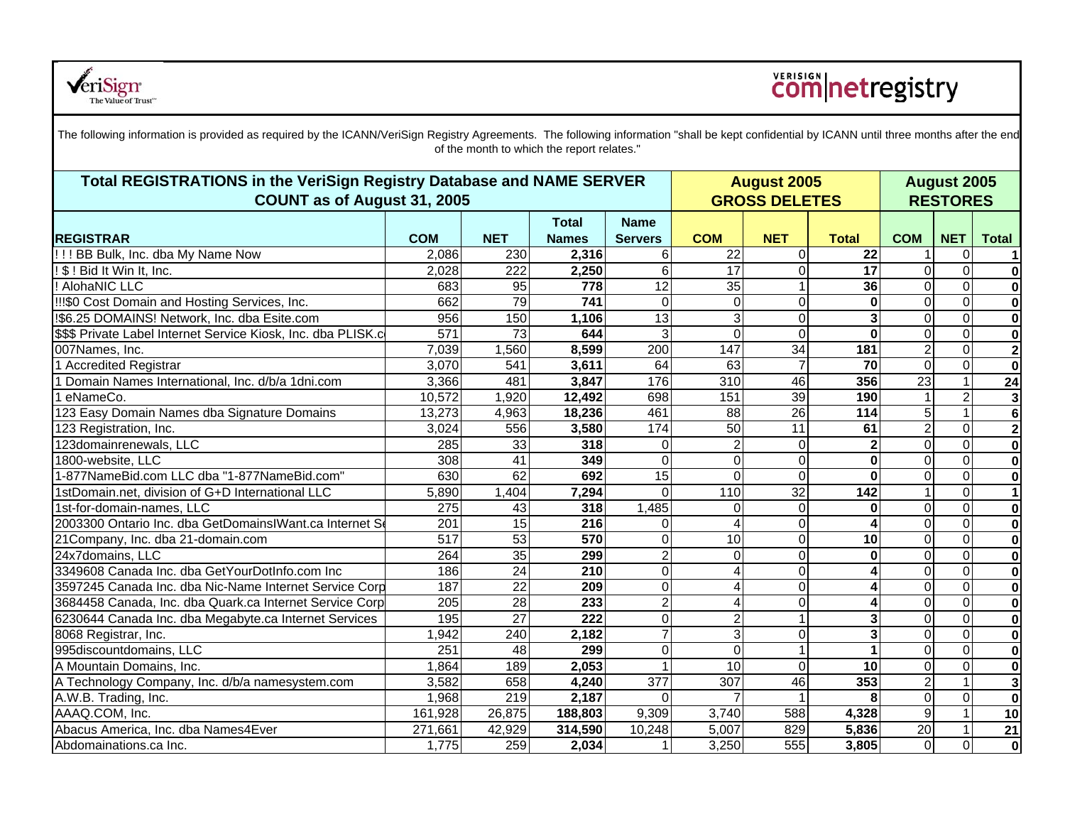VeriSign The Value of Trust

VERISIGN com|netregistry

The following information is provided as required by the ICANN/VeriSign Registry Agreements. The following information "shall be kept confidential by ICANN until three months after the end of the month to which the report relates."

| Total REGISTRATIONS in the VeriSign Registry Database and NAME SERVER COUNT as of August 31, 2005 | | | | | August 2005 GROSS DELETES | | | August 2005 RESTORES | | |
|---|---|---|---|---|---|---|---|---|---|---|
| **REGISTRAR** | **COM** | **NET** | **Total Names** | **Name Servers** | **COM** | **NET** | **Total** | **COM** | **NET** | **Total** |
| ! ! ! BB Bulk, Inc. dba My Name Now | 2,086 | 230 | **2,316** | 6 | 22 | 0 | **22** | 1 | 0 | **1** |
| ! $ ! Bid It Win It, Inc. | 2,028 | 222 | **2,250** | 6 | 17 | 0 | **17** | 0 | 0 | **0** |
| ! AlohaNIC LLC | 683 | 95 | **778** | 12 | 35 | 1 | **36** | 0 | 0 | **0** |
| !!!$0 Cost Domain and Hosting Services, Inc. | 662 | 79 | **741** | 0 | 0 | 0 | **0** | 0 | 0 | **0** |
| !$6.25 DOMAINS! Network, Inc. dba Esite.com | 956 | 150 | **1,106** | 13 | 3 | 0 | **3** | 0 | 0 | **0** |
| $$$ Private Label Internet Service Kiosk, Inc. dba PLISK.c | 571 | 73 | **644** | 3 | 0 | 0 | **0** | 0 | 0 | **0** |
| 007Names, Inc. | 7,039 | 1,560 | **8,599** | 200 | 147 | 34 | **181** | 2 | 0 | **2** |
| 1 Accredited Registrar | 3,070 | 541 | **3,611** | 64 | 63 | 7 | **70** | 0 | 0 | **0** |
| 1 Domain Names International, Inc. d/b/a 1dni.com | 3,366 | 481 | **3,847** | 176 | 310 | 46 | **356** | 23 | 1 | **24** |
| 1 eNameCo. | 10,572 | 1,920 | **12,492** | 698 | 151 | 39 | **190** | 1 | 2 | **3** |
| 123 Easy Domain Names dba Signature Domains | 13,273 | 4,963 | **18,236** | 461 | 88 | 26 | **114** | 5 | 1 | **6** |
| 123 Registration, Inc. | 3,024 | 556 | **3,580** | 174 | 50 | 11 | **61** | 2 | 0 | **2** |
| 123domainrenewals, LLC | 285 | 33 | **318** | 0 | 2 | 0 | **2** | 0 | 0 | **0** |
| 1800-website, LLC | 308 | 41 | **349** | 0 | 0 | 0 | **0** | 0 | 0 | **0** |
| 1-877NameBid.com LLC dba "1-877NameBid.com" | 630 | 62 | **692** | 15 | 0 | 0 | **0** | 0 | 0 | **0** |
| 1stDomain.net, division of G+D International LLC | 5,890 | 1,404 | **7,294** | 0 | 110 | 32 | **142** | 1 | 0 | **1** |
| 1st-for-domain-names, LLC | 275 | 43 | **318** | 1,485 | 0 | 0 | **0** | 0 | 0 | **0** |
| 2003300 Ontario Inc. dba GetDomainsIWant.ca Internet Se | 201 | 15 | **216** | 0 | 4 | 0 | **4** | 0 | 0 | **0** |
| 21Company, Inc. dba 21-domain.com | 517 | 53 | **570** | 0 | 10 | 0 | **10** | 0 | 0 | **0** |
| 24x7domains, LLC | 264 | 35 | **299** | 2 | 0 | 0 | **0** | 0 | 0 | **0** |
| 3349608 Canada Inc. dba GetYourDotInfo.com Inc | 186 | 24 | **210** | 0 | 4 | 0 | **4** | 0 | 0 | **0** |
| 3597245 Canada Inc. dba Nic-Name Internet Service Corp | 187 | 22 | **209** | 0 | 4 | 0 | **4** | 0 | 0 | **0** |
| 3684458 Canada, Inc. dba Quark.ca Internet Service Corp | 205 | 28 | **233** | 2 | 4 | 0 | **4** | 0 | 0 | **0** |
| 6230644 Canada Inc. dba Megabyte.ca Internet Services | 195 | 27 | **222** | 0 | 2 | 1 | **3** | 0 | 0 | **0** |
| 8068 Registrar, Inc. | 1,942 | 240 | **2,182** | 7 | 3 | 0 | **3** | 0 | 0 | **0** |
| 995discountdomains, LLC | 251 | 48 | **299** | 0 | 0 | 1 | **1** | 0 | 0 | **0** |
| A Mountain Domains, Inc. | 1,864 | 189 | **2,053** | 1 | 10 | 0 | **10** | 0 | 0 | **0** |
| A Technology Company, Inc. d/b/a namesystem.com | 3,582 | 658 | **4,240** | 377 | 307 | 46 | **353** | 2 | 1 | **3** |
| A.W.B. Trading, Inc. | 1,968 | 219 | **2,187** | 0 | 7 | 1 | **8** | 0 | 0 | **0** |
| AAAQ.COM, Inc. | 161,928 | 26,875 | **188,803** | 9,309 | 3,740 | 588 | **4,328** | 9 | 1 | **10** |
| Abacus America, Inc. dba Names4Ever | 271,661 | 42,929 | **314,590** | 10,248 | 5,007 | 829 | **5,836** | 20 | 1 | **21** |
| Abdomainations.ca Inc. | 1,775 | 259 | **2,034** | 1 | 3,250 | 555 | **3,805** | 0 | 0 | **0** |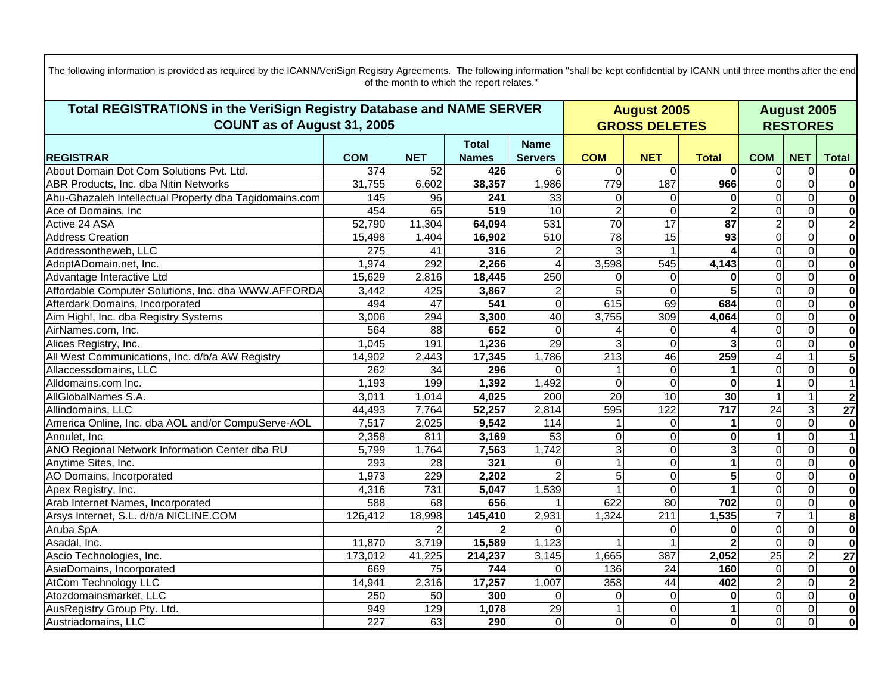The following information is provided as required by the ICANN/VeriSign Registry Agreements. The following information "shall be kept confidential by ICANN until three months after the end of the month to which the report relates."

| Total REGISTRATIONS in the VeriSign Registry Database and NAME SERVER COUNT as of August 31, 2005 | | | | | August 2005 GROSS DELETES | | | August 2005 RESTORES | | |
|---|---|---|---|---|---|---|---|---|---|---|
| **REGISTRAR** | **COM** | **NET** | **Total Names** | **Name Servers** | **COM** | **NET** | **Total** | **COM** | **NET** | **Total** |
| About Domain Dot Com Solutions Pvt. Ltd. | 374 | 52 | **426** | 6 | 0 | 0 | **0** | 0 | 0 | **0** |
| ABR Products, Inc. dba Nitin Networks | 31,755 | 6,602 | **38,357** | 1,986 | 779 | 187 | **966** | 0 | 0 | **0** |
| Abu-Ghazaleh Intellectual Property dba Tagidomains.com | 145 | 96 | **241** | 33 | 0 | 0 | **0** | 0 | 0 | **0** |
| Ace of Domains, Inc | 454 | 65 | **519** | 10 | 2 | 0 | **2** | 0 | 0 | **0** |
| Active 24 ASA | 52,790 | 11,304 | **64,094** | 531 | 70 | 17 | **87** | 2 | 0 | **2** |
| Address Creation | 15,498 | 1,404 | **16,902** | 510 | 78 | 15 | **93** | 0 | 0 | **0** |
| Addressontheweb, LLC | 275 | 41 | **316** | 2 | 3 | 1 | **4** | 0 | 0 | **0** |
| AdoptADomain.net, Inc. | 1,974 | 292 | **2,266** | 4 | 3,598 | 545 | **4,143** | 0 | 0 | **0** |
| Advantage Interactive Ltd | 15,629 | 2,816 | **18,445** | 250 | 0 | 0 | **0** | 0 | 0 | **0** |
| Affordable Computer Solutions, Inc. dba WWW.AFFORDA | 3,442 | 425 | **3,867** | 2 | 5 | 0 | **5** | 0 | 0 | **0** |
| Afterdark Domains, Incorporated | 494 | 47 | **541** | 0 | 615 | 69 | **684** | 0 | 0 | **0** |
| Aim High!, Inc. dba Registry Systems | 3,006 | 294 | **3,300** | 40 | 3,755 | 309 | **4,064** | 0 | 0 | **0** |
| AirNames.com, Inc. | 564 | 88 | **652** | 0 | 4 | 0 | **4** | 0 | 0 | **0** |
| Alices Registry, Inc. | 1,045 | 191 | **1,236** | 29 | 3 | 0 | **3** | 0 | 0 | **0** |
| All West Communications, Inc. d/b/a AW Registry | 14,902 | 2,443 | **17,345** | 1,786 | 213 | 46 | **259** | 4 | 1 | **5** |
| Allaccessdomains, LLC | 262 | 34 | **296** | 0 | 1 | 0 | **1** | 0 | 0 | **0** |
| Alldomains.com Inc. | 1,193 | 199 | **1,392** | 1,492 | 0 | 0 | **0** | 1 | 0 | **1** |
| AllGlobalNames S.A. | 3,011 | 1,014 | **4,025** | 200 | 20 | 10 | **30** | 1 | 1 | **2** |
| Allindomains, LLC | 44,493 | 7,764 | **52,257** | 2,814 | 595 | 122 | **717** | 24 | 3 | **27** |
| America Online, Inc. dba AOL and/or CompuServe-AOL | 7,517 | 2,025 | **9,542** | 114 | 1 | 0 | **1** | 0 | 0 | **0** |
| Annulet, Inc | 2,358 | 811 | **3,169** | 53 | 0 | 0 | **0** | 1 | 0 | **1** |
| ANO Regional Network Information Center dba RU | 5,799 | 1,764 | **7,563** | 1,742 | 3 | 0 | **3** | 0 | 0 | **0** |
| Anytime Sites, Inc. | 293 | 28 | **321** | 0 | 1 | 0 | **1** | 0 | 0 | **0** |
| AO Domains, Incorporated | 1,973 | 229 | **2,202** | 2 | 5 | 0 | **5** | 0 | 0 | **0** |
| Apex Registry, Inc. | 4,316 | 731 | **5,047** | 1,539 | 1 | 0 | **1** | 0 | 0 | **0** |
| Arab Internet Names, Incorporated | 588 | 68 | **656** | 1 | 622 | 80 | **702** | 0 | 0 | **0** |
| Arsys Internet, S.L. d/b/a NICLINE.COM | 126,412 | 18,998 | **145,410** | 2,931 | 1,324 | 211 | **1,535** | 7 | 1 | **8** |
| Aruba SpA | | 2 | **2** | 0 | | 0 | **0** | 0 | 0 | **0** |
| Asadal, Inc. | 11,870 | 3,719 | **15,589** | 1,123 | 1 | 1 | **2** | 0 | 0 | **0** |
| Ascio Technologies, Inc. | 173,012 | 41,225 | **214,237** | 3,145 | 1,665 | 387 | **2,052** | 25 | 2 | **27** |
| AsiaDomains, Incorporated | 669 | 75 | **744** | 0 | 136 | 24 | **160** | 0 | 0 | **0** |
| AtCom Technology LLC | 14,941 | 2,316 | **17,257** | 1,007 | 358 | 44 | **402** | 2 | 0 | **2** |
| Atozdomainsmarket, LLC | 250 | 50 | **300** | 0 | 0 | 0 | **0** | 0 | 0 | **0** |
| AusRegistry Group Pty. Ltd. | 949 | 129 | **1,078** | 29 | 1 | 0 | **1** | 0 | 0 | **0** |
| Austriadomains, LLC | 227 | 63 | **290** | 0 | 0 | 0 | **0** | 0 | 0 | **0** |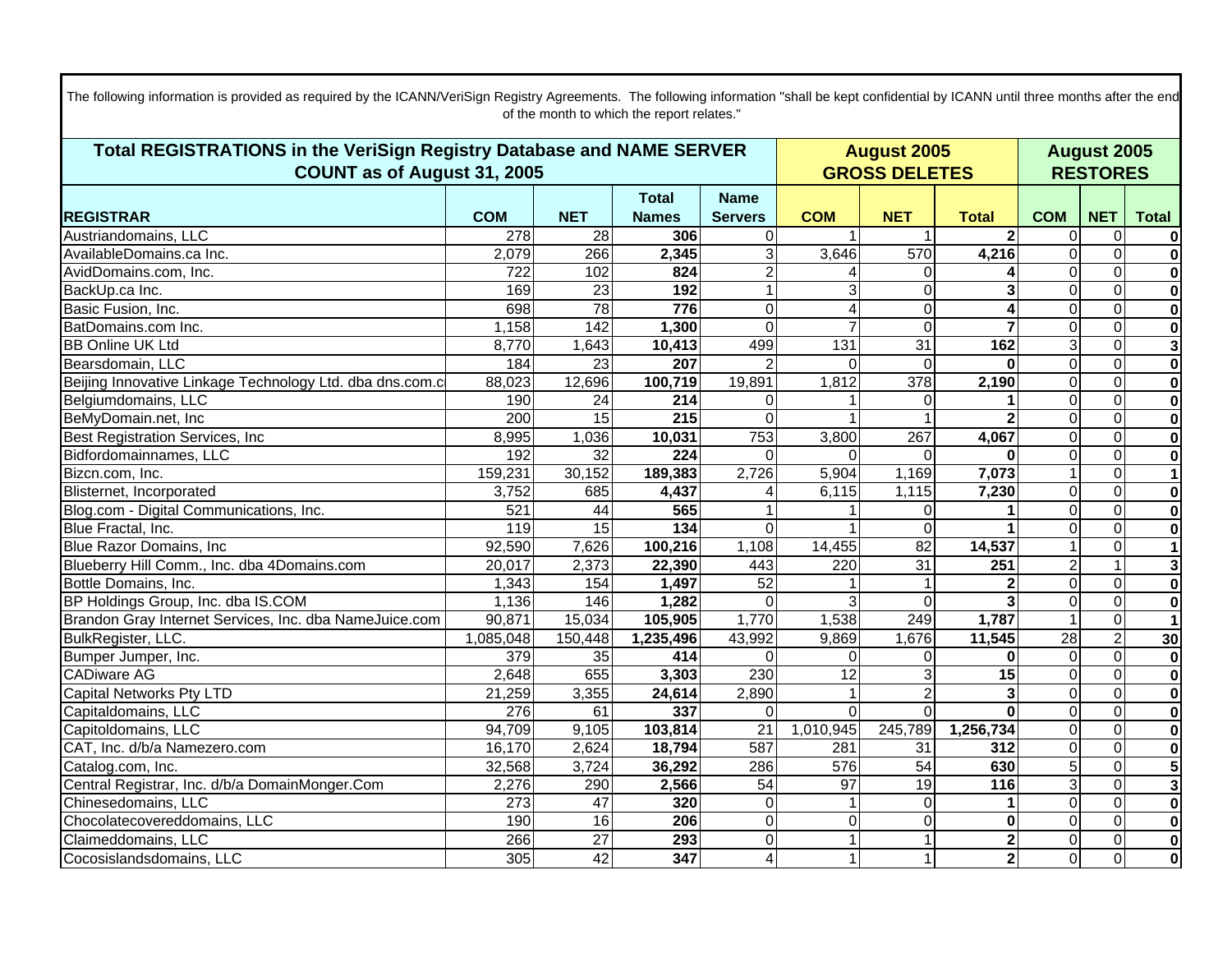The following information is provided as required by the ICANN/VeriSign Registry Agreements. The following information "shall be kept confidential by ICANN until three months after the end of the month to which the report relates."

| Total REGISTRATIONS in the VeriSign Registry Database and NAME SERVER COUNT as of August 31, 2005 | | | | | August 2005 GROSS DELETES | | | August 2005 RESTORES | | |
|---|---|---|---|---|---|---|---|---|---|---|
| **REGISTRAR** | **COM** | **NET** | **Total Names** | **Name Servers** | **COM** | **NET** | **Total** | **COM** | **NET** | **Total** |
| Austriandomains, LLC | 278 | 28 | **306** | 0 | 1 | 1 | **2** | 0 | 0 | **0** |
| AvailableDomains.ca Inc. | 2,079 | 266 | **2,345** | 3 | 3,646 | 570 | **4,216** | 0 | 0 | **0** |
| AvidDomains.com, Inc. | 722 | 102 | **824** | 2 | 4 | 0 | **4** | 0 | 0 | **0** |
| BackUp.ca Inc. | 169 | 23 | **192** | 1 | 3 | 0 | **3** | 0 | 0 | **0** |
| Basic Fusion, Inc. | 698 | 78 | **776** | 0 | 4 | 0 | **4** | 0 | 0 | **0** |
| BatDomains.com Inc. | 1,158 | 142 | **1,300** | 0 | 7 | 0 | **7** | 0 | 0 | **0** |
| BB Online UK Ltd | 8,770 | 1,643 | **10,413** | 499 | 131 | 31 | **162** | 3 | 0 | **3** |
| Bearsdomain, LLC | 184 | 23 | **207** | 2 | 0 | 0 | **0** | 0 | 0 | **0** |
| Beijing Innovative Linkage Technology Ltd. dba dns.com.c | 88,023 | 12,696 | **100,719** | 19,891 | 1,812 | 378 | **2,190** | 0 | 0 | **0** |
| Belgiumdomains, LLC | 190 | 24 | **214** | 0 | 1 | 0 | **1** | 0 | 0 | **0** |
| BeMyDomain.net, Inc | 200 | 15 | **215** | 0 | 1 | 1 | **2** | 0 | 0 | **0** |
| Best Registration Services, Inc | 8,995 | 1,036 | **10,031** | 753 | 3,800 | 267 | **4,067** | 0 | 0 | **0** |
| Bidfordomainnames, LLC | 192 | 32 | **224** | 0 | 0 | 0 | **0** | 0 | 0 | **0** |
| Bizcn.com, Inc. | 159,231 | 30,152 | **189,383** | 2,726 | 5,904 | 1,169 | **7,073** | 1 | 0 | **1** |
| Blisternet, Incorporated | 3,752 | 685 | **4,437** | 4 | 6,115 | 1,115 | **7,230** | 0 | 0 | **0** |
| Blog.com - Digital Communications, Inc. | 521 | 44 | **565** | 1 | 1 | 0 | **1** | 0 | 0 | **0** |
| Blue Fractal, Inc. | 119 | 15 | **134** | 0 | 1 | 0 | **1** | 0 | 0 | **0** |
| Blue Razor Domains, Inc | 92,590 | 7,626 | **100,216** | 1,108 | 14,455 | 82 | **14,537** | 1 | 0 | **1** |
| Blueberry Hill Comm., Inc. dba 4Domains.com | 20,017 | 2,373 | **22,390** | 443 | 220 | 31 | **251** | 2 | 1 | **3** |
| Bottle Domains, Inc. | 1,343 | 154 | **1,497** | 52 | 1 | 1 | **2** | 0 | 0 | **0** |
| BP Holdings Group, Inc. dba IS.COM | 1,136 | 146 | **1,282** | 0 | 3 | 0 | **3** | 0 | 0 | **0** |
| Brandon Gray Internet Services, Inc. dba NameJuice.com | 90,871 | 15,034 | **105,905** | 1,770 | 1,538 | 249 | **1,787** | 1 | 0 | **1** |
| BulkRegister, LLC. | 1,085,048 | 150,448 | **1,235,496** | 43,992 | 9,869 | 1,676 | **11,545** | 28 | 2 | **30** |
| Bumper Jumper, Inc. | 379 | 35 | **414** | 0 | 0 | 0 | **0** | 0 | 0 | **0** |
| CADiware AG | 2,648 | 655 | **3,303** | 230 | 12 | 3 | **15** | 0 | 0 | **0** |
| Capital Networks Pty LTD | 21,259 | 3,355 | **24,614** | 2,890 | 1 | 2 | **3** | 0 | 0 | **0** |
| Capitaldomains, LLC | 276 | 61 | **337** | 0 | 0 | 0 | **0** | 0 | 0 | **0** |
| Capitoldomains, LLC | 94,709 | 9,105 | **103,814** | 21 | 1,010,945 | 245,789 | **1,256,734** | 0 | 0 | **0** |
| CAT, Inc. d/b/a Namezero.com | 16,170 | 2,624 | **18,794** | 587 | 281 | 31 | **312** | 0 | 0 | **0** |
| Catalog.com, Inc. | 32,568 | 3,724 | **36,292** | 286 | 576 | 54 | **630** | 5 | 0 | **5** |
| Central Registrar, Inc. d/b/a DomainMonger.Com | 2,276 | 290 | **2,566** | 54 | 97 | 19 | **116** | 3 | 0 | **3** |
| Chinesedomains, LLC | 273 | 47 | **320** | 0 | 1 | 0 | **1** | 0 | 0 | **0** |
| Chocolatecovereddomains, LLC | 190 | 16 | **206** | 0 | 0 | 0 | **0** | 0 | 0 | **0** |
| Claimeddomains, LLC | 266 | 27 | **293** | 0 | 1 | 1 | **2** | 0 | 0 | **0** |
| Cocosislandsdomains, LLC | 305 | 42 | **347** | 4 | 1 | 1 | **2** | 0 | 0 | **0** |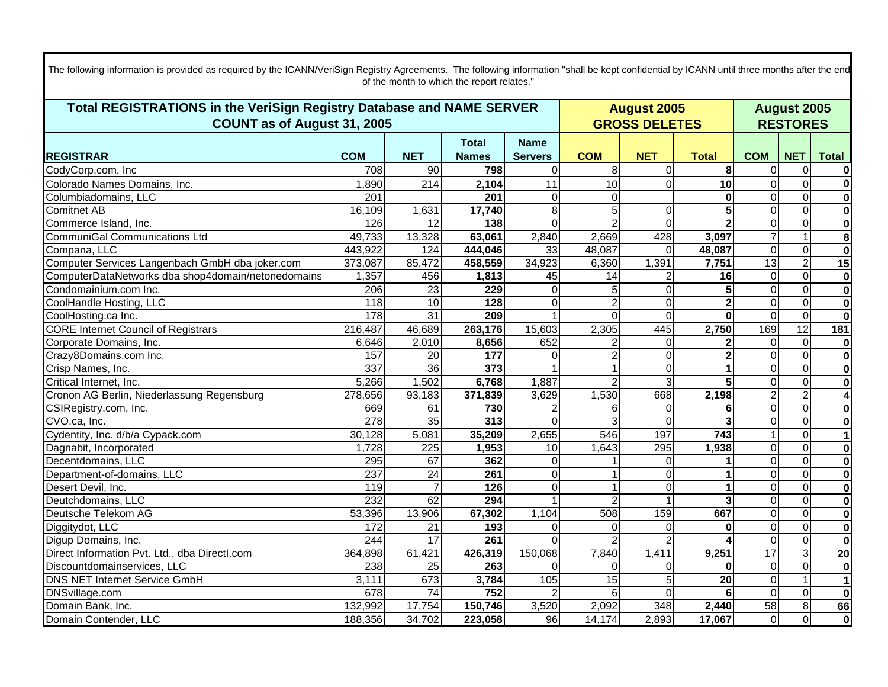The following information is provided as required by the ICANN/VeriSign Registry Agreements. The following information "shall be kept confidential by ICANN until three months after the end of the month to which the report relates."

| Total REGISTRATIONS in the VeriSign Registry Database and NAME SERVER COUNT as of August 31, 2005 | | | | | August 2005 GROSS DELETES | | | August 2005 RESTORES | | |
|---|---|---|---|---|---|---|---|---|---|---|
| **REGISTRAR** | **COM** | **NET** | **Total Names** | **Name Servers** | **COM** | **NET** | **Total** | **COM** | **NET** | **Total** |
| CodyCorp.com, Inc | 708 | 90 | **798** | 0 | 8 | 0 | **8** | 0 | 0 | **0** |
| Colorado Names Domains, Inc. | 1,890 | 214 | **2,104** | 11 | 10 | 0 | **10** | 0 | 0 | **0** |
| Columbiadomains, LLC | 201 | | **201** | 0 | 0 | | **0** | 0 | 0 | **0** |
| Comitnet AB | 16,109 | 1,631 | **17,740** | 8 | 5 | 0 | **5** | 0 | 0 | **0** |
| Commerce Island, Inc. | 126 | 12 | **138** | 0 | 2 | 0 | **2** | 0 | 0 | **0** |
| CommuniGal Communications Ltd | 49,733 | 13,328 | **63,061** | 2,840 | 2,669 | 428 | **3,097** | 7 | 1 | **8** |
| Compana, LLC | 443,922 | 124 | **444,046** | 33 | 48,087 | 0 | **48,087** | 0 | 0 | **0** |
| Computer Services Langenbach GmbH dba joker.com | 373,087 | 85,472 | **458,559** | 34,923 | 6,360 | 1,391 | **7,751** | 13 | 2 | **15** |
| ComputerDataNetworks dba shop4domain/netonedomains | 1,357 | 456 | **1,813** | 45 | 14 | 2 | **16** | 0 | 0 | **0** |
| Condomainium.com Inc. | 206 | 23 | **229** | 0 | 5 | 0 | **5** | 0 | 0 | **0** |
| CoolHandle Hosting, LLC | 118 | 10 | **128** | 0 | 2 | 0 | **2** | 0 | 0 | **0** |
| CoolHosting.ca Inc. | 178 | 31 | **209** | 1 | 0 | 0 | **0** | 0 | 0 | **0** |
| CORE Internet Council of Registrars | 216,487 | 46,689 | **263,176** | 15,603 | 2,305 | 445 | **2,750** | 169 | 12 | **181** |
| Corporate Domains, Inc. | 6,646 | 2,010 | **8,656** | 652 | 2 | 0 | **2** | 0 | 0 | **0** |
| Crazy8Domains.com Inc. | 157 | 20 | **177** | 0 | 2 | 0 | **2** | 0 | 0 | **0** |
| Crisp Names, Inc. | 337 | 36 | **373** | 1 | 1 | 0 | **1** | 0 | 0 | **0** |
| Critical Internet, Inc. | 5,266 | 1,502 | **6,768** | 1,887 | 2 | 3 | **5** | 0 | 0 | **0** |
| Cronon AG Berlin, Niederlassung Regensburg | 278,656 | 93,183 | **371,839** | 3,629 | 1,530 | 668 | **2,198** | 2 | 2 | **4** |
| CSIRegistry.com, Inc. | 669 | 61 | **730** | 2 | 6 | 0 | **6** | 0 | 0 | **0** |
| CVO.ca, Inc. | 278 | 35 | **313** | 0 | 3 | 0 | **3** | 0 | 0 | **0** |
| Cydentity, Inc. d/b/a Cypack.com | 30,128 | 5,081 | **35,209** | 2,655 | 546 | 197 | **743** | 1 | 0 | **1** |
| Dagnabit, Incorporated | 1,728 | 225 | **1,953** | 10 | 1,643 | 295 | **1,938** | 0 | 0 | **0** |
| Decentdomains, LLC | 295 | 67 | **362** | 0 | 1 | 0 | **1** | 0 | 0 | **0** |
| Department-of-domains, LLC | 237 | 24 | **261** | 0 | 1 | 0 | **1** | 0 | 0 | **0** |
| Desert Devil, Inc. | 119 | 7 | **126** | 0 | 1 | 0 | **1** | 0 | 0 | **0** |
| Deutchdomains, LLC | 232 | 62 | **294** | 1 | 2 | 1 | **3** | 0 | 0 | **0** |
| Deutsche Telekom AG | 53,396 | 13,906 | **67,302** | 1,104 | 508 | 159 | **667** | 0 | 0 | **0** |
| Diggitydot, LLC | 172 | 21 | **193** | 0 | 0 | 0 | **0** | 0 | 0 | **0** |
| Digup Domains, Inc. | 244 | 17 | **261** | 0 | 2 | 2 | **4** | 0 | 0 | **0** |
| Direct Information Pvt. Ltd., dba DirectI.com | 364,898 | 61,421 | **426,319** | 150,068 | 7,840 | 1,411 | **9,251** | 17 | 3 | **20** |
| Discountdomainservices, LLC | 238 | 25 | **263** | 0 | 0 | 0 | **0** | 0 | 0 | **0** |
| DNS NET Internet Service GmbH | 3,111 | 673 | **3,784** | 105 | 15 | 5 | **20** | 0 | 1 | **1** |
| DNSvillage.com | 678 | 74 | **752** | 2 | 6 | 0 | **6** | 0 | 0 | **0** |
| Domain Bank, Inc. | 132,992 | 17,754 | **150,746** | 3,520 | 2,092 | 348 | **2,440** | 58 | 8 | **66** |
| Domain Contender, LLC | 188,356 | 34,702 | **223,058** | 96 | 14,174 | 2,893 | **17,067** | 0 | 0 | **0** |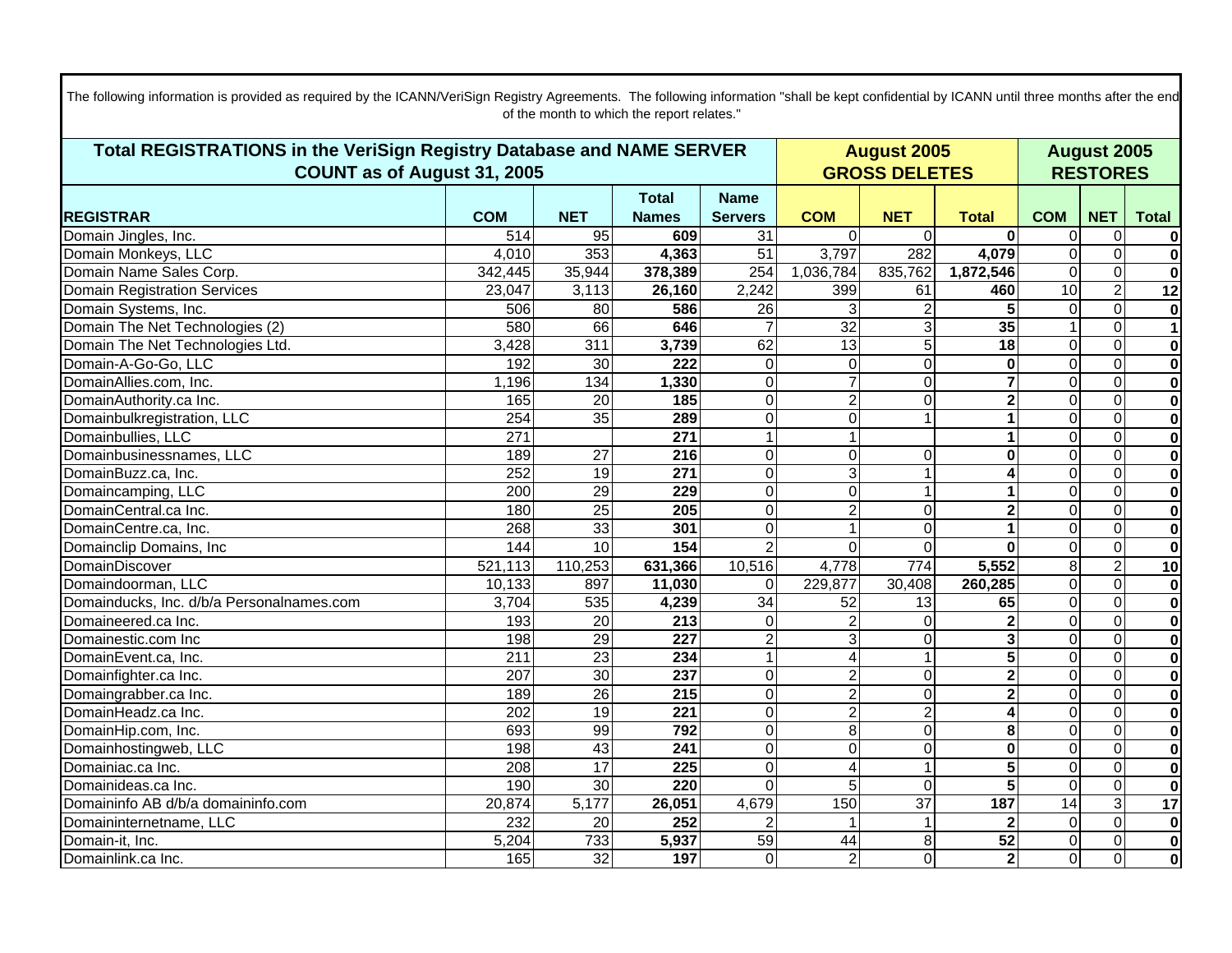The following information is provided as required by the ICANN/VeriSign Registry Agreements. The following information "shall be kept confidential by ICANN until three months after the end of the month to which the report relates."

| Total REGISTRATIONS in the VeriSign Registry Database and NAME SERVER COUNT as of August 31, 2005 | | | | | August 2005 GROSS DELETES | | | August 2005 RESTORES | | |
|---|---|---|---|---|---|---|---|---|---|---|
| **REGISTRAR** | **COM** | **NET** | **Total Names** | **Name Servers** | **COM** | **NET** | **Total** | **COM** | **NET** | **Total** |
| Domain Jingles, Inc. | 514 | 95 | **609** | 31 | 0 | 0 | **0** | 0 | 0 | **0** |
| Domain Monkeys, LLC | 4,010 | 353 | **4,363** | 51 | 3,797 | 282 | **4,079** | 0 | 0 | **0** |
| Domain Name Sales Corp. | 342,445 | 35,944 | **378,389** | 254 | 1,036,784 | 835,762 | **1,872,546** | 0 | 0 | **0** |
| Domain Registration Services | 23,047 | 3,113 | **26,160** | 2,242 | 399 | 61 | **460** | 10 | 2 | **12** |
| Domain Systems, Inc. | 506 | 80 | **586** | 26 | 3 | 2 | **5** | 0 | 0 | **0** |
| Domain The Net Technologies (2) | 580 | 66 | **646** | 7 | 32 | 3 | **35** | 1 | 0 | **1** |
| Domain The Net Technologies Ltd. | 3,428 | 311 | **3,739** | 62 | 13 | 5 | **18** | 0 | 0 | **0** |
| Domain-A-Go-Go, LLC | 192 | 30 | **222** | 0 | 0 | 0 | **0** | 0 | 0 | **0** |
| DomainAllies.com, Inc. | 1,196 | 134 | **1,330** | 0 | 7 | 0 | **7** | 0 | 0 | **0** |
| DomainAuthority.ca Inc. | 165 | 20 | **185** | 0 | 2 | 0 | **2** | 0 | 0 | **0** |
| Domainbulkregistration, LLC | 254 | 35 | **289** | 0 | 0 | 1 | **1** | 0 | 0 | **0** |
| Domainbullies, LLC | 271 | | **271** | 1 | 1 | | **1** | 0 | 0 | **0** |
| Domainbusinessnames, LLC | 189 | 27 | **216** | 0 | 0 | 0 | **0** | 0 | 0 | **0** |
| DomainBuzz.ca, Inc. | 252 | 19 | **271** | 0 | 3 | 1 | **4** | 0 | 0 | **0** |
| Domaincamping, LLC | 200 | 29 | **229** | 0 | 0 | 1 | **1** | 0 | 0 | **0** |
| DomainCentral.ca Inc. | 180 | 25 | **205** | 0 | 2 | 0 | **2** | 0 | 0 | **0** |
| DomainCentre.ca, Inc. | 268 | 33 | **301** | 0 | 1 | 0 | **1** | 0 | 0 | **0** |
| Domainclip Domains, Inc | 144 | 10 | **154** | 2 | 0 | 0 | **0** | 0 | 0 | **0** |
| DomainDiscover | 521,113 | 110,253 | **631,366** | 10,516 | 4,778 | 774 | **5,552** | 8 | 2 | **10** |
| Domaindoorman, LLC | 10,133 | 897 | **11,030** | 0 | 229,877 | 30,408 | **260,285** | 0 | 0 | **0** |
| Domainducks, Inc. d/b/a Personalnames.com | 3,704 | 535 | **4,239** | 34 | 52 | 13 | **65** | 0 | 0 | **0** |
| Domaineered.ca Inc. | 193 | 20 | **213** | 0 | 2 | 0 | **2** | 0 | 0 | **0** |
| Domainestic.com Inc | 198 | 29 | **227** | 2 | 3 | 0 | **3** | 0 | 0 | **0** |
| DomainEvent.ca, Inc. | 211 | 23 | **234** | 1 | 4 | 1 | **5** | 0 | 0 | **0** |
| Domainfighter.ca Inc. | 207 | 30 | **237** | 0 | 2 | 0 | **2** | 0 | 0 | **0** |
| Domaingrabber.ca Inc. | 189 | 26 | **215** | 0 | 2 | 0 | **2** | 0 | 0 | **0** |
| DomainHeadz.ca Inc. | 202 | 19 | **221** | 0 | 2 | 2 | **4** | 0 | 0 | **0** |
| DomainHip.com, Inc. | 693 | 99 | **792** | 0 | 8 | 0 | **8** | 0 | 0 | **0** |
| Domainhostingweb, LLC | 198 | 43 | **241** | 0 | 0 | 0 | **0** | 0 | 0 | **0** |
| Domainiac.ca Inc. | 208 | 17 | **225** | 0 | 4 | 1 | **5** | 0 | 0 | **0** |
| Domainideas.ca Inc. | 190 | 30 | **220** | 0 | 5 | 0 | **5** | 0 | 0 | **0** |
| Domaininfo AB d/b/a domaininfo.com | 20,874 | 5,177 | **26,051** | 4,679 | 150 | 37 | **187** | 14 | 3 | **17** |
| Domaininternetname, LLC | 232 | 20 | **252** | 2 | 1 | 1 | **2** | 0 | 0 | **0** |
| Domain-it, Inc. | 5,204 | 733 | **5,937** | 59 | 44 | 8 | **52** | 0 | 0 | **0** |
| Domainlink.ca Inc. | 165 | 32 | **197** | 0 | 2 | 0 | **2** | 0 | 0 | **0** |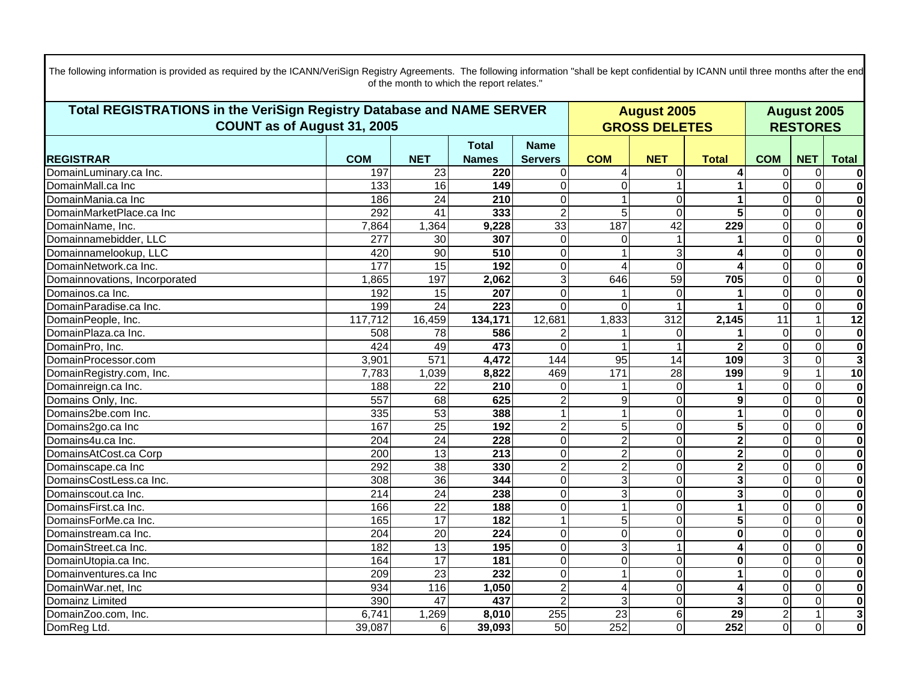The following information is provided as required by the ICANN/VeriSign Registry Agreements. The following information "shall be kept confidential by ICANN until three months after the end of the month to which the report relates."

| Total REGISTRATIONS in the VeriSign Registry Database and NAME SERVER COUNT as of August 31, 2005 | | | | | August 2005 GROSS DELETES | | | August 2005 RESTORES | | |
|---|---|---|---|---|---|---|---|---|---|---|
| **REGISTRAR** | **COM** | **NET** | **Total Names** | **Name Servers** | **COM** | **NET** | **Total** | **COM** | **NET** | **Total** |
| DomainLuminary.ca Inc. | 197 | 23 | **220** | 0 | 4 | 0 | **4** | 0 | 0 | **0** |
| DomainMall.ca Inc | 133 | 16 | **149** | 0 | 0 | 1 | **1** | 0 | 0 | **0** |
| DomainMania.ca Inc | 186 | 24 | **210** | 0 | 1 | 0 | **1** | 0 | 0 | **0** |
| DomainMarketPlace.ca Inc | 292 | 41 | **333** | 2 | 5 | 0 | **5** | 0 | 0 | **0** |
| DomainName, Inc. | 7,864 | 1,364 | **9,228** | 33 | 187 | 42 | **229** | 0 | 0 | **0** |
| Domainnamebidder, LLC | 277 | 30 | **307** | 0 | 0 | 1 | **1** | 0 | 0 | **0** |
| Domainnamelookup, LLC | 420 | 90 | **510** | 0 | 1 | 3 | **4** | 0 | 0 | **0** |
| DomainNetwork.ca Inc. | 177 | 15 | **192** | 0 | 4 | 0 | **4** | 0 | 0 | **0** |
| Domainnovations, Incorporated | 1,865 | 197 | **2,062** | 3 | 646 | 59 | **705** | 0 | 0 | **0** |
| Domainos.ca Inc. | 192 | 15 | **207** | 0 | 1 | 0 | **1** | 0 | 0 | **0** |
| DomainParadise.ca Inc. | 199 | 24 | **223** | 0 | 0 | 1 | **1** | 0 | 0 | **0** |
| DomainPeople, Inc. | 117,712 | 16,459 | **134,171** | 12,681 | 1,833 | 312 | **2,145** | 11 | 1 | **12** |
| DomainPlaza.ca Inc. | 508 | 78 | **586** | 2 | 1 | 0 | **1** | 0 | 0 | **0** |
| DomainPro, Inc. | 424 | 49 | **473** | 0 | 1 | 1 | **2** | 0 | 0 | **0** |
| DomainProcessor.com | 3,901 | 571 | **4,472** | 144 | 95 | 14 | **109** | 3 | 0 | **3** |
| DomainRegistry.com, Inc. | 7,783 | 1,039 | **8,822** | 469 | 171 | 28 | **199** | 9 | 1 | **10** |
| Domainreign.ca Inc. | 188 | 22 | **210** | 0 | 1 | 0 | **1** | 0 | 0 | **0** |
| Domains Only, Inc. | 557 | 68 | **625** | 2 | 9 | 0 | **9** | 0 | 0 | **0** |
| Domains2be.com Inc. | 335 | 53 | **388** | 1 | 1 | 0 | **1** | 0 | 0 | **0** |
| Domains2go.ca Inc | 167 | 25 | **192** | 2 | 5 | 0 | **5** | 0 | 0 | **0** |
| Domains4u.ca Inc. | 204 | 24 | **228** | 0 | 2 | 0 | **2** | 0 | 0 | **0** |
| DomainsAtCost.ca Corp | 200 | 13 | **213** | 0 | 2 | 0 | **2** | 0 | 0 | **0** |
| Domainscape.ca Inc | 292 | 38 | **330** | 2 | 2 | 0 | **2** | 0 | 0 | **0** |
| DomainsCostLess.ca Inc. | 308 | 36 | **344** | 0 | 3 | 0 | **3** | 0 | 0 | **0** |
| Domainscout.ca Inc. | 214 | 24 | **238** | 0 | 3 | 0 | **3** | 0 | 0 | **0** |
| DomainsFirst.ca Inc. | 166 | 22 | **188** | 0 | 1 | 0 | **1** | 0 | 0 | **0** |
| DomainsForMe.ca Inc. | 165 | 17 | **182** | 1 | 5 | 0 | **5** | 0 | 0 | **0** |
| Domainstream.ca Inc. | 204 | 20 | **224** | 0 | 0 | 0 | **0** | 0 | 0 | **0** |
| DomainStreet.ca Inc. | 182 | 13 | **195** | 0 | 3 | 1 | **4** | 0 | 0 | **0** |
| DomainUtopia.ca Inc. | 164 | 17 | **181** | 0 | 0 | 0 | **0** | 0 | 0 | **0** |
| Domainventures.ca Inc | 209 | 23 | **232** | 0 | 1 | 0 | **1** | 0 | 0 | **0** |
| DomainWar.net, Inc | 934 | 116 | **1,050** | 2 | 4 | 0 | **4** | 0 | 0 | **0** |
| Domainz Limited | 390 | 47 | **437** | 2 | 3 | 0 | **3** | 0 | 0 | **0** |
| DomainZoo.com, Inc. | 6,741 | 1,269 | **8,010** | 255 | 23 | 6 | **29** | 2 | 1 | **3** |
| DomReg Ltd. | 39,087 | 6 | **39,093** | 50 | 252 | 0 | **252** | 0 | 0 | **0** |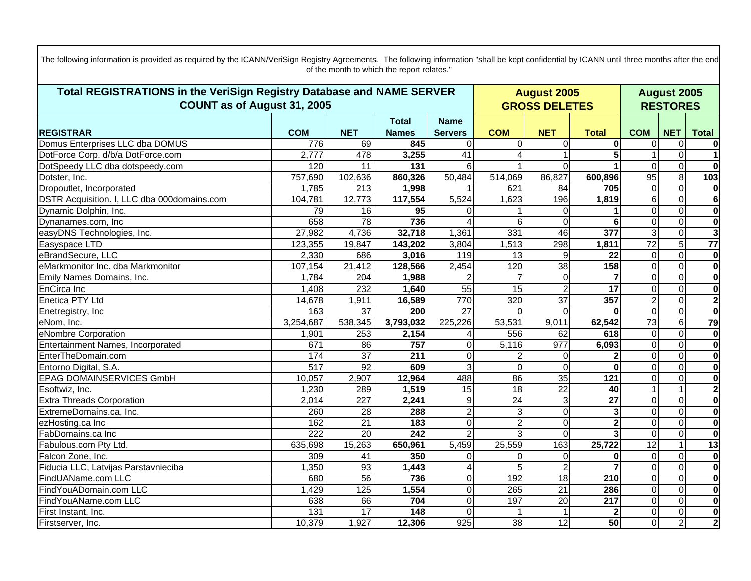The following information is provided as required by the ICANN/VeriSign Registry Agreements. The following information "shall be kept confidential by ICANN until three months after the end of the month to which the report relates."

| Total REGISTRATIONS in the VeriSign Registry Database and NAME SERVER COUNT as of August 31, 2005 | | | | | August 2005 GROSS DELETES | | | August 2005 RESTORES | | |
|---|---|---|---|---|---|---|---|---|---|---|
| **REGISTRAR** | **COM** | **NET** | **Total Names** | **Name Servers** | **COM** | **NET** | **Total** | **COM** | **NET** | **Total** |
| Domus Enterprises LLC dba DOMUS | 776 | 69 | **845** | 0 | 0 | 0 | **0** | 0 | 0 | **0** |
| DotForce Corp. d/b/a DotForce.com | 2,777 | 478 | **3,255** | 41 | 4 | 1 | **5** | 1 | 0 | **1** |
| DotSpeedy LLC dba dotspeedy.com | 120 | 11 | **131** | 6 | 1 | 0 | **1** | 0 | 0 | **0** |
| Dotster, Inc. | 757,690 | 102,636 | **860,326** | 50,484 | 514,069 | 86,827 | **600,896** | 95 | 8 | **103** |
| Dropoutlet, Incorporated | 1,785 | 213 | **1,998** | 1 | 621 | 84 | **705** | 0 | 0 | **0** |
| DSTR Acquisition. I, LLC dba 000domains.com | 104,781 | 12,773 | **117,554** | 5,524 | 1,623 | 196 | **1,819** | 6 | 0 | **6** |
| Dynamic Dolphin, Inc. | 79 | 16 | **95** | 0 | 1 | 0 | **1** | 0 | 0 | **0** |
| Dynanames.com, Inc | 658 | 78 | **736** | 4 | 6 | 0 | **6** | 0 | 0 | **0** |
| easyDNS Technologies, Inc. | 27,982 | 4,736 | **32,718** | 1,361 | 331 | 46 | **377** | 3 | 0 | **3** |
| Easyspace LTD | 123,355 | 19,847 | **143,202** | 3,804 | 1,513 | 298 | **1,811** | 72 | 5 | **77** |
| eBrandSecure, LLC | 2,330 | 686 | **3,016** | 119 | 13 | 9 | **22** | 0 | 0 | **0** |
| eMarkmonitor Inc. dba Markmonitor | 107,154 | 21,412 | **128,566** | 2,454 | 120 | 38 | **158** | 0 | 0 | **0** |
| Emily Names Domains, Inc. | 1,784 | 204 | **1,988** | 2 | 7 | 0 | **7** | 0 | 0 | **0** |
| EnCirca Inc | 1,408 | 232 | **1,640** | 55 | 15 | 2 | **17** | 0 | 0 | **0** |
| Enetica PTY Ltd | 14,678 | 1,911 | **16,589** | 770 | 320 | 37 | **357** | 2 | 0 | **2** |
| Enetregistry, Inc | 163 | 37 | **200** | 27 | 0 | 0 | **0** | 0 | 0 | **0** |
| eNom, Inc. | 3,254,687 | 538,345 | **3,793,032** | 225,226 | 53,531 | 9,011 | **62,542** | 73 | 6 | **79** |
| eNombre Corporation | 1,901 | 253 | **2,154** | 4 | 556 | 62 | **618** | 0 | 0 | **0** |
| Entertainment Names, Incorporated | 671 | 86 | **757** | 0 | 5,116 | 977 | **6,093** | 0 | 0 | **0** |
| EnterTheDomain.com | 174 | 37 | **211** | 0 | 2 | 0 | **2** | 0 | 0 | **0** |
| Entorno Digital, S.A. | 517 | 92 | **609** | 3 | 0 | 0 | **0** | 0 | 0 | **0** |
| EPAG DOMAINSERVICES GmbH | 10,057 | 2,907 | **12,964** | 488 | 86 | 35 | **121** | 0 | 0 | **0** |
| Esoftwiz, Inc. | 1,230 | 289 | **1,519** | 15 | 18 | 22 | **40** | 1 | 1 | **2** |
| Extra Threads Corporation | 2,014 | 227 | **2,241** | 9 | 24 | 3 | **27** | 0 | 0 | **0** |
| ExtremeDomains.ca, Inc. | 260 | 28 | **288** | 2 | 3 | 0 | **3** | 0 | 0 | **0** |
| ezHosting.ca Inc | 162 | 21 | **183** | 0 | 2 | 0 | **2** | 0 | 0 | **0** |
| FabDomains.ca Inc | 222 | 20 | **242** | 2 | 3 | 0 | **3** | 0 | 0 | **0** |
| Fabulous.com Pty Ltd. | 635,698 | 15,263 | **650,961** | 5,459 | 25,559 | 163 | **25,722** | 12 | 1 | **13** |
| Falcon Zone, Inc. | 309 | 41 | **350** | 0 | 0 | 0 | **0** | 0 | 0 | **0** |
| Fiducia LLC, Latvijas Parstavnieciba | 1,350 | 93 | **1,443** | 4 | 5 | 2 | **7** | 0 | 0 | **0** |
| FindUAName.com LLC | 680 | 56 | **736** | 0 | 192 | 18 | **210** | 0 | 0 | **0** |
| FindYouADomain.com LLC | 1,429 | 125 | **1,554** | 0 | 265 | 21 | **286** | 0 | 0 | **0** |
| FindYouAName.com LLC | 638 | 66 | **704** | 0 | 197 | 20 | **217** | 0 | 0 | **0** |
| First Instant, Inc. | 131 | 17 | **148** | 0 | 1 | 1 | **2** | 0 | 0 | **0** |
| Firstserver, Inc. | 10,379 | 1,927 | **12,306** | 925 | 38 | 12 | **50** | 0 | 2 | **2** |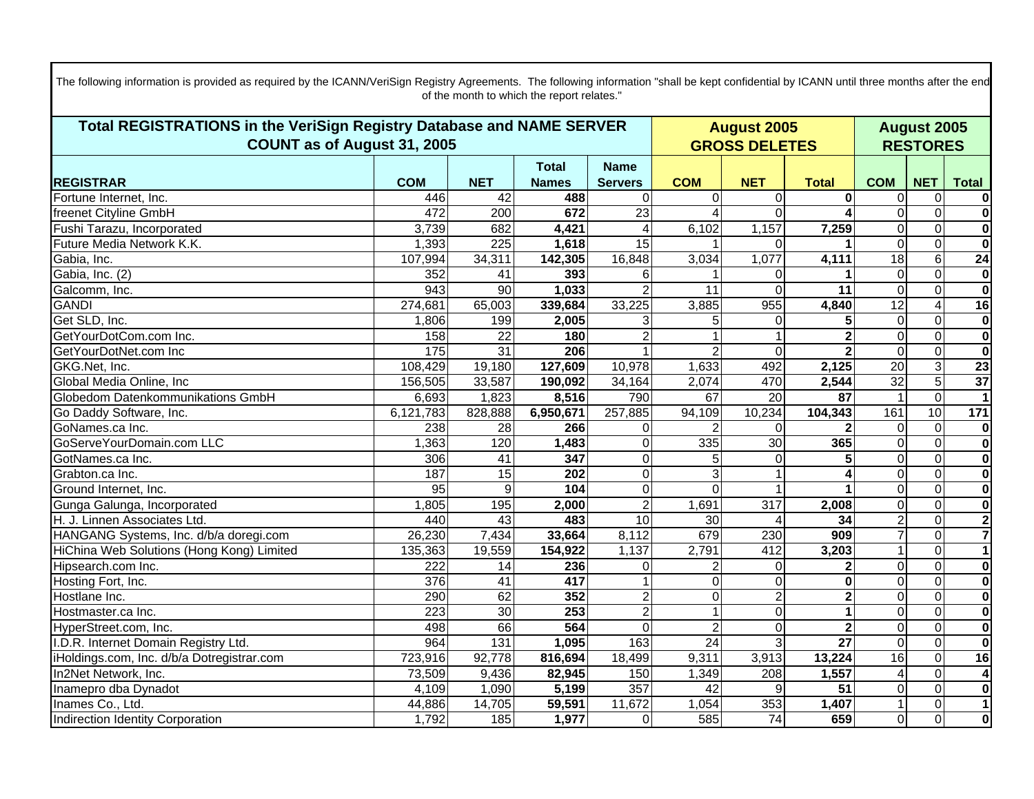The following information is provided as required by the ICANN/VeriSign Registry Agreements. The following information "shall be kept confidential by ICANN until three months after the end of the month to which the report relates."

| Total REGISTRATIONS in the VeriSign Registry Database and NAME SERVER COUNT as of August 31, 2005 | | | | | August 2005 GROSS DELETES | | | August 2005 RESTORES | | |
|---|---|---|---|---|---|---|---|---|---|---|
| **REGISTRAR** | **COM** | **NET** | **Total Names** | **Name Servers** | **COM** | **NET** | **Total** | **COM** | **NET** | **Total** |
| Fortune Internet, Inc. | 446 | 42 | **488** | 0 | 0 | 0 | **0** | 0 | 0 | **0** |
| freenet Cityline GmbH | 472 | 200 | **672** | 23 | 4 | 0 | **4** | 0 | 0 | **0** |
| Fushi Tarazu, Incorporated | 3,739 | 682 | **4,421** | 4 | 6,102 | 1,157 | **7,259** | 0 | 0 | **0** |
| Future Media Network K.K. | 1,393 | 225 | **1,618** | 15 | 1 | 0 | **1** | 0 | 0 | **0** |
| Gabia, Inc. | 107,994 | 34,311 | **142,305** | 16,848 | 3,034 | 1,077 | **4,111** | 18 | 6 | **24** |
| Gabia, Inc. (2) | 352 | 41 | **393** | 6 | 1 | 0 | **1** | 0 | 0 | **0** |
| Galcomm, Inc. | 943 | 90 | **1,033** | 2 | 11 | 0 | **11** | 0 | 0 | **0** |
| GANDI | 274,681 | 65,003 | **339,684** | 33,225 | 3,885 | 955 | **4,840** | 12 | 4 | **16** |
| Get SLD, Inc. | 1,806 | 199 | **2,005** | 3 | 5 | 0 | **5** | 0 | 0 | **0** |
| GetYourDotCom.com Inc. | 158 | 22 | **180** | 2 | 1 | 1 | **2** | 0 | 0 | **0** |
| GetYourDotNet.com Inc | 175 | 31 | **206** | 1 | 2 | 0 | **2** | 0 | 0 | **0** |
| GKG.Net, Inc. | 108,429 | 19,180 | **127,609** | 10,978 | 1,633 | 492 | **2,125** | 20 | 3 | **23** |
| Global Media Online, Inc | 156,505 | 33,587 | **190,092** | 34,164 | 2,074 | 470 | **2,544** | 32 | 5 | **37** |
| Globedom Datenkommunikations GmbH | 6,693 | 1,823 | **8,516** | 790 | 67 | 20 | **87** | 1 | 0 | **1** |
| Go Daddy Software, Inc. | 6,121,783 | 828,888 | **6,950,671** | 257,885 | 94,109 | 10,234 | **104,343** | 161 | 10 | **171** |
| GoNames.ca Inc. | 238 | 28 | **266** | 0 | 2 | 0 | **2** | 0 | 0 | **0** |
| GoServeYourDomain.com LLC | 1,363 | 120 | **1,483** | 0 | 335 | 30 | **365** | 0 | 0 | **0** |
| GotNames.ca Inc. | 306 | 41 | **347** | 0 | 5 | 0 | **5** | 0 | 0 | **0** |
| Grabton.ca Inc. | 187 | 15 | **202** | 0 | 3 | 1 | **4** | 0 | 0 | **0** |
| Ground Internet, Inc. | 95 | 9 | **104** | 0 | 0 | 1 | **1** | 0 | 0 | **0** |
| Gunga Galunga, Incorporated | 1,805 | 195 | **2,000** | 2 | 1,691 | 317 | **2,008** | 0 | 0 | **0** |
| H. J. Linnen Associates Ltd. | 440 | 43 | **483** | 10 | 30 | 4 | **34** | 2 | 0 | **2** |
| HANGANG Systems, Inc. d/b/a doregi.com | 26,230 | 7,434 | **33,664** | 8,112 | 679 | 230 | **909** | 7 | 0 | **7** |
| HiChina Web Solutions (Hong Kong) Limited | 135,363 | 19,559 | **154,922** | 1,137 | 2,791 | 412 | **3,203** | 1 | 0 | **1** |
| Hipsearch.com Inc. | 222 | 14 | **236** | 0 | 2 | 0 | **2** | 0 | 0 | **0** |
| Hosting Fort, Inc. | 376 | 41 | **417** | 1 | 0 | 0 | **0** | 0 | 0 | **0** |
| Hostlane Inc. | 290 | 62 | **352** | 2 | 0 | 2 | **2** | 0 | 0 | **0** |
| Hostmaster.ca Inc. | 223 | 30 | **253** | 2 | 1 | 0 | **1** | 0 | 0 | **0** |
| HyperStreet.com, Inc. | 498 | 66 | **564** | 0 | 2 | 0 | **2** | 0 | 0 | **0** |
| I.D.R. Internet Domain Registry Ltd. | 964 | 131 | **1,095** | 163 | 24 | 3 | **27** | 0 | 0 | **0** |
| iHoldings.com, Inc. d/b/a Dotregistrar.com | 723,916 | 92,778 | **816,694** | 18,499 | 9,311 | 3,913 | **13,224** | 16 | 0 | **16** |
| In2Net Network, Inc. | 73,509 | 9,436 | **82,945** | 150 | 1,349 | 208 | **1,557** | 4 | 0 | **4** |
| Inamepro dba Dynadot | 4,109 | 1,090 | **5,199** | 357 | 42 | 9 | **51** | 0 | 0 | **0** |
| Inames Co., Ltd. | 44,886 | 14,705 | **59,591** | 11,672 | 1,054 | 353 | **1,407** | 1 | 0 | **1** |
| Indirection Identity Corporation | 1,792 | 185 | **1,977** | 0 | 585 | 74 | **659** | 0 | 0 | **0** |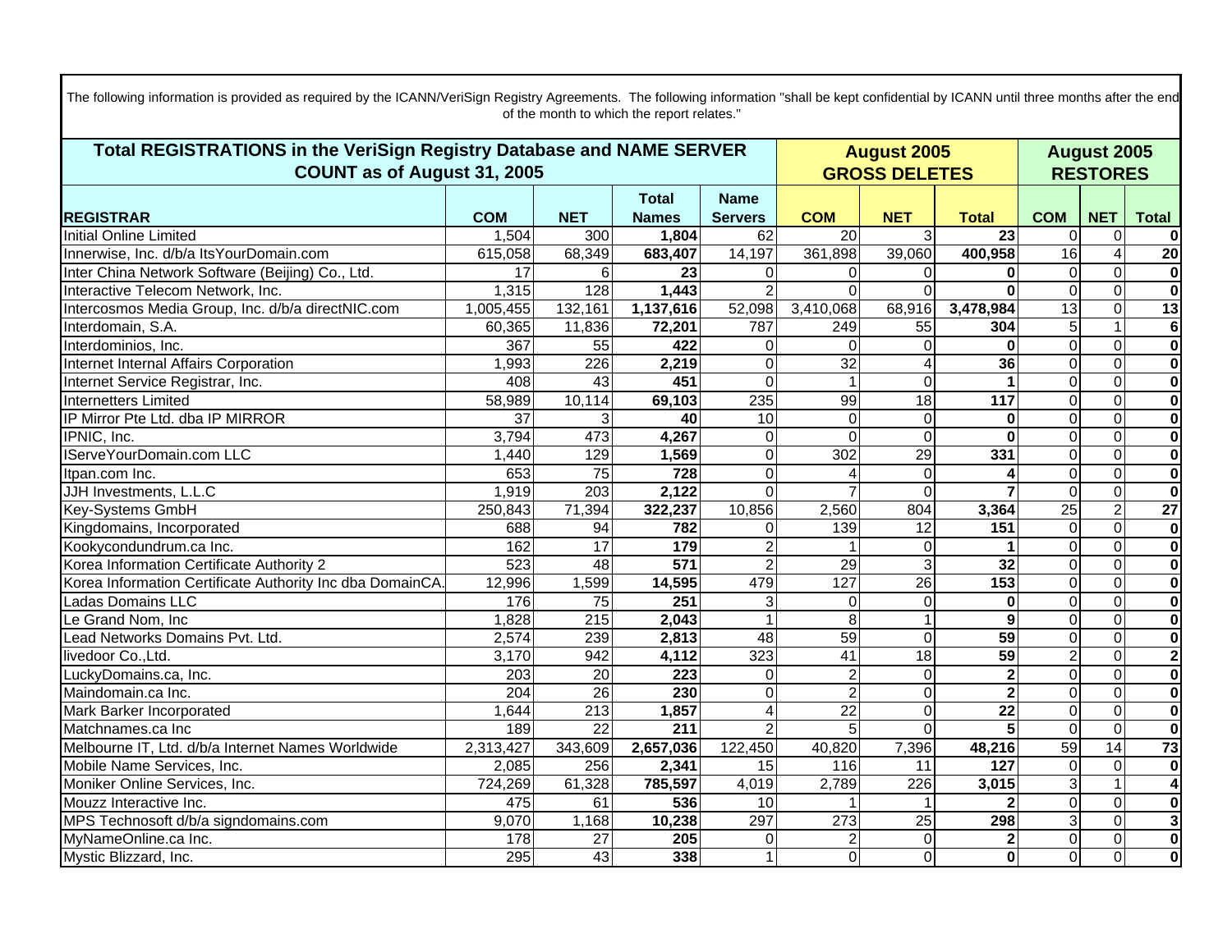The following information is provided as required by the ICANN/VeriSign Registry Agreements. The following information "shall be kept confidential by ICANN until three months after the end of the month to which the report relates."

| Total REGISTRATIONS in the VeriSign Registry Database and NAME SERVER COUNT as of August 31, 2005 | | | | | August 2005 GROSS DELETES | | | August 2005 RESTORES | | |
|---|---|---|---|---|---|---|---|---|---|---|
| **REGISTRAR** | **COM** | **NET** | **Total Names** | **Name Servers** | **COM** | **NET** | **Total** | **COM** | **NET** | **Total** |
| Initial Online Limited | 1,504 | 300 | **1,804** | 62 | 20 | 3 | **23** | 0 | 0 | **0** |
| Innerwise, Inc. d/b/a ItsYourDomain.com | 615,058 | 68,349 | **683,407** | 14,197 | 361,898 | 39,060 | **400,958** | 16 | 4 | **20** |
| Inter China Network Software (Beijing) Co., Ltd. | 17 | 6 | **23** | 0 | 0 | 0 | **0** | 0 | 0 | **0** |
| Interactive Telecom Network, Inc. | 1,315 | 128 | **1,443** | 2 | 0 | 0 | **0** | 0 | 0 | **0** |
| Intercosmos Media Group, Inc. d/b/a directNIC.com | 1,005,455 | 132,161 | **1,137,616** | 52,098 | 3,410,068 | 68,916 | **3,478,984** | 13 | 0 | **13** |
| Interdomain, S.A. | 60,365 | 11,836 | **72,201** | 787 | 249 | 55 | **304** | 5 | 1 | **6** |
| Interdominios, Inc. | 367 | 55 | **422** | 0 | 0 | 0 | **0** | 0 | 0 | **0** |
| Internet Internal Affairs Corporation | 1,993 | 226 | **2,219** | 0 | 32 | 4 | **36** | 0 | 0 | **0** |
| Internet Service Registrar, Inc. | 408 | 43 | **451** | 0 | 1 | 0 | **1** | 0 | 0 | **0** |
| Internetters Limited | 58,989 | 10,114 | **69,103** | 235 | 99 | 18 | **117** | 0 | 0 | **0** |
| IP Mirror Pte Ltd. dba IP MIRROR | 37 | 3 | **40** | 10 | 0 | 0 | **0** | 0 | 0 | **0** |
| IPNIC, Inc. | 3,794 | 473 | **4,267** | 0 | 0 | 0 | **0** | 0 | 0 | **0** |
| IServeYourDomain.com LLC | 1,440 | 129 | **1,569** | 0 | 302 | 29 | **331** | 0 | 0 | **0** |
| Itpan.com Inc. | 653 | 75 | **728** | 0 | 4 | 0 | **4** | 0 | 0 | **0** |
| JJH Investments, L.L.C | 1,919 | 203 | **2,122** | 0 | 7 | 0 | **7** | 0 | 0 | **0** |
| Key-Systems GmbH | 250,843 | 71,394 | **322,237** | 10,856 | 2,560 | 804 | **3,364** | 25 | 2 | **27** |
| Kingdomains, Incorporated | 688 | 94 | **782** | 0 | 139 | 12 | **151** | 0 | 0 | **0** |
| Kookycondundrum.ca Inc. | 162 | 17 | **179** | 2 | 1 | 0 | **1** | 0 | 0 | **0** |
| Korea Information Certificate Authority 2 | 523 | 48 | **571** | 2 | 29 | 3 | **32** | 0 | 0 | **0** |
| Korea Information Certificate Authority Inc dba DomainCA. | 12,996 | 1,599 | **14,595** | 479 | 127 | 26 | **153** | 0 | 0 | **0** |
| Ladas Domains LLC | 176 | 75 | **251** | 3 | 0 | 0 | **0** | 0 | 0 | **0** |
| Le Grand Nom, Inc | 1,828 | 215 | **2,043** | 1 | 8 | 1 | **9** | 0 | 0 | **0** |
| Lead Networks Domains Pvt. Ltd. | 2,574 | 239 | **2,813** | 48 | 59 | 0 | **59** | 0 | 0 | **0** |
| livedoor Co.,Ltd. | 3,170 | 942 | **4,112** | 323 | 41 | 18 | **59** | 2 | 0 | **2** |
| LuckyDomains.ca, Inc. | 203 | 20 | **223** | 0 | 2 | 0 | **2** | 0 | 0 | **0** |
| Maindomain.ca Inc. | 204 | 26 | **230** | 0 | 2 | 0 | **2** | 0 | 0 | **0** |
| Mark Barker Incorporated | 1,644 | 213 | **1,857** | 4 | 22 | 0 | **22** | 0 | 0 | **0** |
| Matchnames.ca Inc | 189 | 22 | **211** | 2 | 5 | 0 | **5** | 0 | 0 | **0** |
| Melbourne IT, Ltd. d/b/a Internet Names Worldwide | 2,313,427 | 343,609 | **2,657,036** | 122,450 | 40,820 | 7,396 | **48,216** | 59 | 14 | **73** |
| Mobile Name Services, Inc. | 2,085 | 256 | **2,341** | 15 | 116 | 11 | **127** | 0 | 0 | **0** |
| Moniker Online Services, Inc. | 724,269 | 61,328 | **785,597** | 4,019 | 2,789 | 226 | **3,015** | 3 | 1 | **4** |
| Mouzz Interactive Inc. | 475 | 61 | **536** | 10 | 1 | 1 | **2** | 0 | 0 | **0** |
| MPS Technosoft d/b/a signdomains.com | 9,070 | 1,168 | **10,238** | 297 | 273 | 25 | **298** | 3 | 0 | **3** |
| MyNameOnline.ca Inc. | 178 | 27 | **205** | 0 | 2 | 0 | **2** | 0 | 0 | **0** |
| Mystic Blizzard, Inc. | 295 | 43 | **338** | 1 | 0 | 0 | **0** | 0 | 0 | **0** |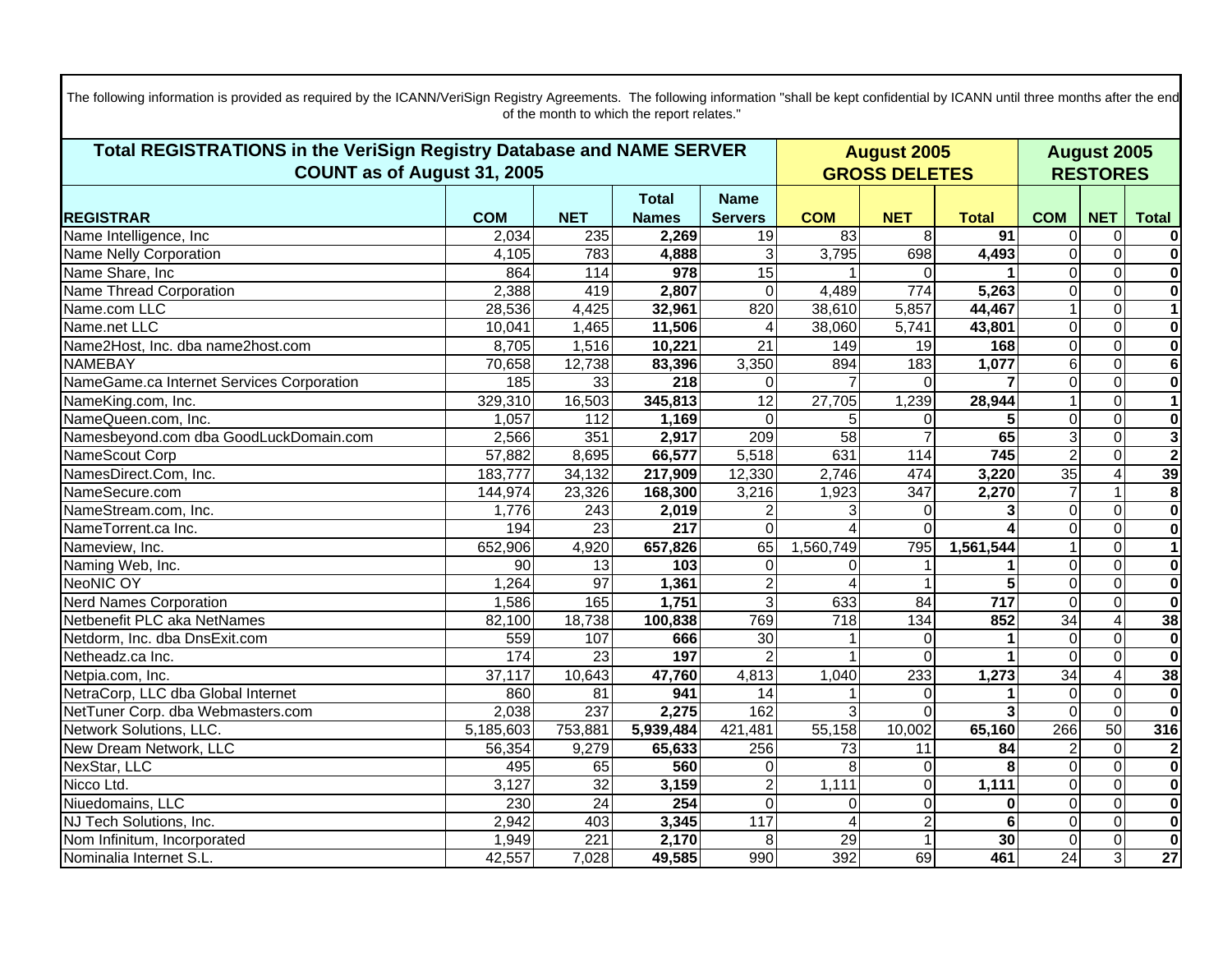The following information is provided as required by the ICANN/VeriSign Registry Agreements. The following information "shall be kept confidential by ICANN until three months after the end of the month to which the report relates."

| Total REGISTRATIONS in the VeriSign Registry Database and NAME SERVER COUNT as of August 31, 2005 | | | | | August 2005 GROSS DELETES | | | August 2005 RESTORES | | |
|---|---|---|---|---|---|---|---|---|---|---|
| **REGISTRAR** | **COM** | **NET** | **Total Names** | **Name Servers** | **COM** | **NET** | **Total** | **COM** | **NET** | **Total** |
| Name Intelligence, Inc | 2,034 | 235 | **2,269** | 19 | 83 | 8 | **91** | 0 | 0 | **0** |
| Name Nelly Corporation | 4,105 | 783 | **4,888** | 3 | 3,795 | 698 | **4,493** | 0 | 0 | **0** |
| Name Share, Inc | 864 | 114 | **978** | 15 | 1 | 0 | **1** | 0 | 0 | **0** |
| Name Thread Corporation | 2,388 | 419 | **2,807** | 0 | 4,489 | 774 | **5,263** | 0 | 0 | **0** |
| Name.com LLC | 28,536 | 4,425 | **32,961** | 820 | 38,610 | 5,857 | **44,467** | 1 | 0 | **1** |
| Name.net LLC | 10,041 | 1,465 | **11,506** | 4 | 38,060 | 5,741 | **43,801** | 0 | 0 | **0** |
| Name2Host, Inc. dba name2host.com | 8,705 | 1,516 | **10,221** | 21 | 149 | 19 | **168** | 0 | 0 | **0** |
| NAMEBAY | 70,658 | 12,738 | **83,396** | 3,350 | 894 | 183 | **1,077** | 6 | 0 | **6** |
| NameGame.ca Internet Services Corporation | 185 | 33 | **218** | 0 | 7 | 0 | **7** | 0 | 0 | **0** |
| NameKing.com, Inc. | 329,310 | 16,503 | **345,813** | 12 | 27,705 | 1,239 | **28,944** | 1 | 0 | **1** |
| NameQueen.com, Inc. | 1,057 | 112 | **1,169** | 0 | 5 | 0 | **5** | 0 | 0 | **0** |
| Namesbeyond.com dba GoodLuckDomain.com | 2,566 | 351 | **2,917** | 209 | 58 | 7 | **65** | 3 | 0 | **3** |
| NameScout Corp | 57,882 | 8,695 | **66,577** | 5,518 | 631 | 114 | **745** | 2 | 0 | **2** |
| NamesDirect.Com, Inc. | 183,777 | 34,132 | **217,909** | 12,330 | 2,746 | 474 | **3,220** | 35 | 4 | **39** |
| NameSecure.com | 144,974 | 23,326 | **168,300** | 3,216 | 1,923 | 347 | **2,270** | 7 | 1 | **8** |
| NameStream.com, Inc. | 1,776 | 243 | **2,019** | 2 | 3 | 0 | **3** | 0 | 0 | **0** |
| NameTorrent.ca Inc. | 194 | 23 | **217** | 0 | 4 | 0 | **4** | 0 | 0 | **0** |
| Nameview, Inc. | 652,906 | 4,920 | **657,826** | 65 | 1,560,749 | 795 | **1,561,544** | 1 | 0 | **1** |
| Naming Web, Inc. | 90 | 13 | **103** | 0 | 0 | 1 | **1** | 0 | 0 | **0** |
| NeoNIC OY | 1,264 | 97 | **1,361** | 2 | 4 | 1 | **5** | 0 | 0 | **0** |
| Nerd Names Corporation | 1,586 | 165 | **1,751** | 3 | 633 | 84 | **717** | 0 | 0 | **0** |
| Netbenefit PLC aka NetNames | 82,100 | 18,738 | **100,838** | 769 | 718 | 134 | **852** | 34 | 4 | **38** |
| Netdorm, Inc. dba DnsExit.com | 559 | 107 | **666** | 30 | 1 | 0 | **1** | 0 | 0 | **0** |
| Netheadz.ca Inc. | 174 | 23 | **197** | 2 | 1 | 0 | **1** | 0 | 0 | **0** |
| Netpia.com, Inc. | 37,117 | 10,643 | **47,760** | 4,813 | 1,040 | 233 | **1,273** | 34 | 4 | **38** |
| NetraCorp, LLC dba Global Internet | 860 | 81 | **941** | 14 | 1 | 0 | **1** | 0 | 0 | **0** |
| NetTuner Corp. dba Webmasters.com | 2,038 | 237 | **2,275** | 162 | 3 | 0 | **3** | 0 | 0 | **0** |
| Network Solutions, LLC. | 5,185,603 | 753,881 | **5,939,484** | 421,481 | 55,158 | 10,002 | **65,160** | 266 | 50 | **316** |
| New Dream Network, LLC | 56,354 | 9,279 | **65,633** | 256 | 73 | 11 | **84** | 2 | 0 | **2** |
| NexStar, LLC | 495 | 65 | **560** | 0 | 8 | 0 | **8** | 0 | 0 | **0** |
| Nicco Ltd. | 3,127 | 32 | **3,159** | 2 | 1,111 | 0 | **1,111** | 0 | 0 | **0** |
| Niuedomains, LLC | 230 | 24 | **254** | 0 | 0 | 0 | **0** | 0 | 0 | **0** |
| NJ Tech Solutions, Inc. | 2,942 | 403 | **3,345** | 117 | 4 | 2 | **6** | 0 | 0 | **0** |
| Nom Infinitum, Incorporated | 1,949 | 221 | **2,170** | 8 | 29 | 1 | **30** | 0 | 0 | **0** |
| Nominalia Internet S.L. | 42,557 | 7,028 | **49,585** | 990 | 392 | 69 | **461** | 24 | 3 | **27** |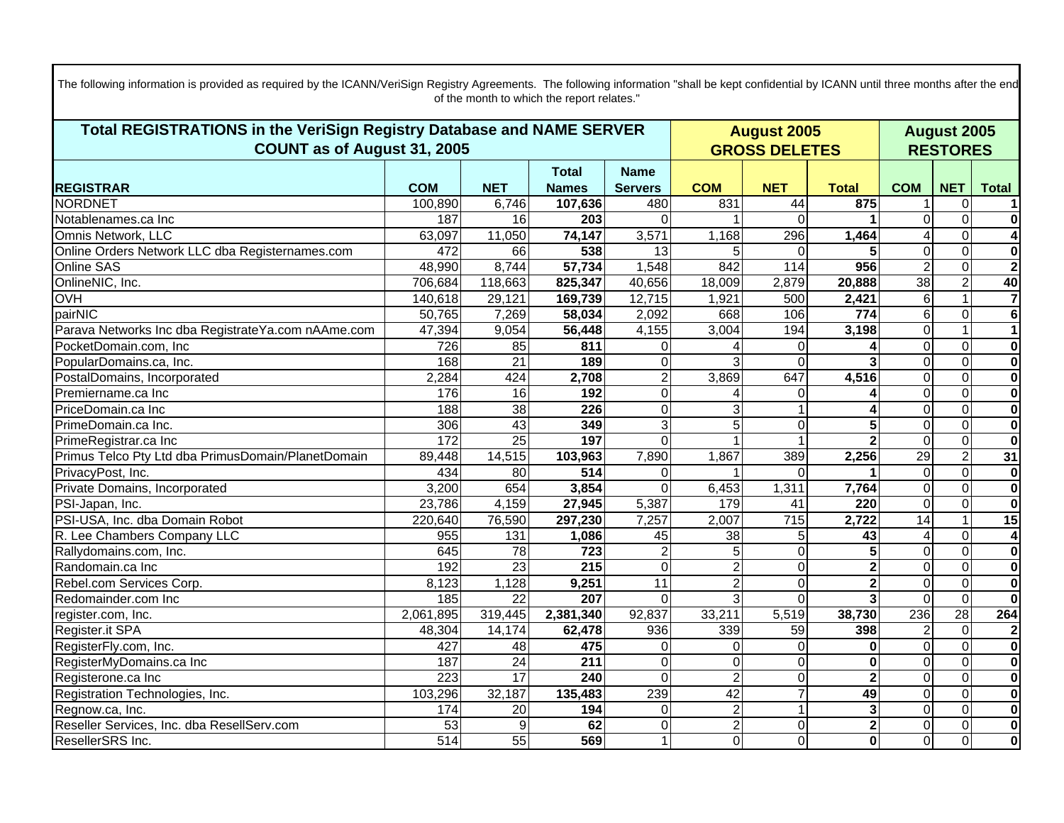The following information is provided as required by the ICANN/VeriSign Registry Agreements. The following information "shall be kept confidential by ICANN until three months after the end of the month to which the report relates."

| Total REGISTRATIONS in the VeriSign Registry Database and NAME SERVER COUNT as of August 31, 2005 | | | | | August 2005 GROSS DELETES | | | August 2005 RESTORES | | |
|---|---|---|---|---|---|---|---|---|---|---|
| **REGISTRAR** | **COM** | **NET** | **Total Names** | **Name Servers** | **COM** | **NET** | **Total** | **COM** | **NET** | **Total** |
| NORDNET | 100,890 | 6,746 | **107,636** | 480 | 831 | 44 | **875** | 1 | 0 | **1** |
| Notablenames.ca Inc | 187 | 16 | **203** | 0 | 1 | 0 | **1** | 0 | 0 | **0** |
| Omnis Network, LLC | 63,097 | 11,050 | **74,147** | 3,571 | 1,168 | 296 | **1,464** | 4 | 0 | **4** |
| Online Orders Network LLC dba Registernames.com | 472 | 66 | **538** | 13 | 5 | 0 | **5** | 0 | 0 | **0** |
| Online SAS | 48,990 | 8,744 | **57,734** | 1,548 | 842 | 114 | **956** | 2 | 0 | **2** |
| OnlineNIC, Inc. | 706,684 | 118,663 | **825,347** | 40,656 | 18,009 | 2,879 | **20,888** | 38 | 2 | **40** |
| OVH | 140,618 | 29,121 | **169,739** | 12,715 | 1,921 | 500 | **2,421** | 6 | 1 | **7** |
| pairNIC | 50,765 | 7,269 | **58,034** | 2,092 | 668 | 106 | **774** | 6 | 0 | **6** |
| Parava Networks Inc dba RegistrateYa.com nAAme.com | 47,394 | 9,054 | **56,448** | 4,155 | 3,004 | 194 | **3,198** | 0 | 1 | **1** |
| PocketDomain.com, Inc | 726 | 85 | **811** | 0 | 4 | 0 | **4** | 0 | 0 | **0** |
| PopularDomains.ca, Inc. | 168 | 21 | **189** | 0 | 3 | 0 | **3** | 0 | 0 | **0** |
| PostalDomains, Incorporated | 2,284 | 424 | **2,708** | 2 | 3,869 | 647 | **4,516** | 0 | 0 | **0** |
| Premiername.ca Inc | 176 | 16 | **192** | 0 | 4 | 0 | **4** | 0 | 0 | **0** |
| PriceDomain.ca Inc | 188 | 38 | **226** | 0 | 3 | 1 | **4** | 0 | 0 | **0** |
| PrimeDomain.ca Inc. | 306 | 43 | **349** | 3 | 5 | 0 | **5** | 0 | 0 | **0** |
| PrimeRegistrar.ca Inc | 172 | 25 | **197** | 0 | 1 | 1 | **2** | 0 | 0 | **0** |
| Primus Telco Pty Ltd dba PrimusDomain/PlanetDomain | 89,448 | 14,515 | **103,963** | 7,890 | 1,867 | 389 | **2,256** | 29 | 2 | **31** |
| PrivacyPost, Inc. | 434 | 80 | **514** | 0 | 1 | 0 | **1** | 0 | 0 | **0** |
| Private Domains, Incorporated | 3,200 | 654 | **3,854** | 0 | 6,453 | 1,311 | **7,764** | 0 | 0 | **0** |
| PSI-Japan, Inc. | 23,786 | 4,159 | **27,945** | 5,387 | 179 | 41 | **220** | 0 | 0 | **0** |
| PSI-USA, Inc. dba Domain Robot | 220,640 | 76,590 | **297,230** | 7,257 | 2,007 | 715 | **2,722** | 14 | 1 | **15** |
| R. Lee Chambers Company LLC | 955 | 131 | **1,086** | 45 | 38 | 5 | **43** | 4 | 0 | **4** |
| Rallydomains.com, Inc. | 645 | 78 | **723** | 2 | 5 | 0 | **5** | 0 | 0 | **0** |
| Randomain.ca Inc | 192 | 23 | **215** | 0 | 2 | 0 | **2** | 0 | 0 | **0** |
| Rebel.com Services Corp. | 8,123 | 1,128 | **9,251** | 11 | 2 | 0 | **2** | 0 | 0 | **0** |
| Redomainder.com Inc | 185 | 22 | **207** | 0 | 3 | 0 | **3** | 0 | 0 | **0** |
| register.com, Inc. | 2,061,895 | 319,445 | **2,381,340** | 92,837 | 33,211 | 5,519 | **38,730** | 236 | 28 | **264** |
| Register.it SPA | 48,304 | 14,174 | **62,478** | 936 | 339 | 59 | **398** | 2 | 0 | **2** |
| RegisterFly.com, Inc. | 427 | 48 | **475** | 0 | 0 | 0 | **0** | 0 | 0 | **0** |
| RegisterMyDomains.ca Inc | 187 | 24 | **211** | 0 | 0 | 0 | **0** | 0 | 0 | **0** |
| Registerone.ca Inc | 223 | 17 | **240** | 0 | 2 | 0 | **2** | 0 | 0 | **0** |
| Registration Technologies, Inc. | 103,296 | 32,187 | **135,483** | 239 | 42 | 7 | **49** | 0 | 0 | **0** |
| Regnow.ca, Inc. | 174 | 20 | **194** | 0 | 2 | 1 | **3** | 0 | 0 | **0** |
| Reseller Services, Inc. dba ResellServ.com | 53 | 9 | **62** | 0 | 2 | 0 | **2** | 0 | 0 | **0** |
| ResellerSRS Inc. | 514 | 55 | **569** | 1 | 0 | 0 | **0** | 0 | 0 | **0** |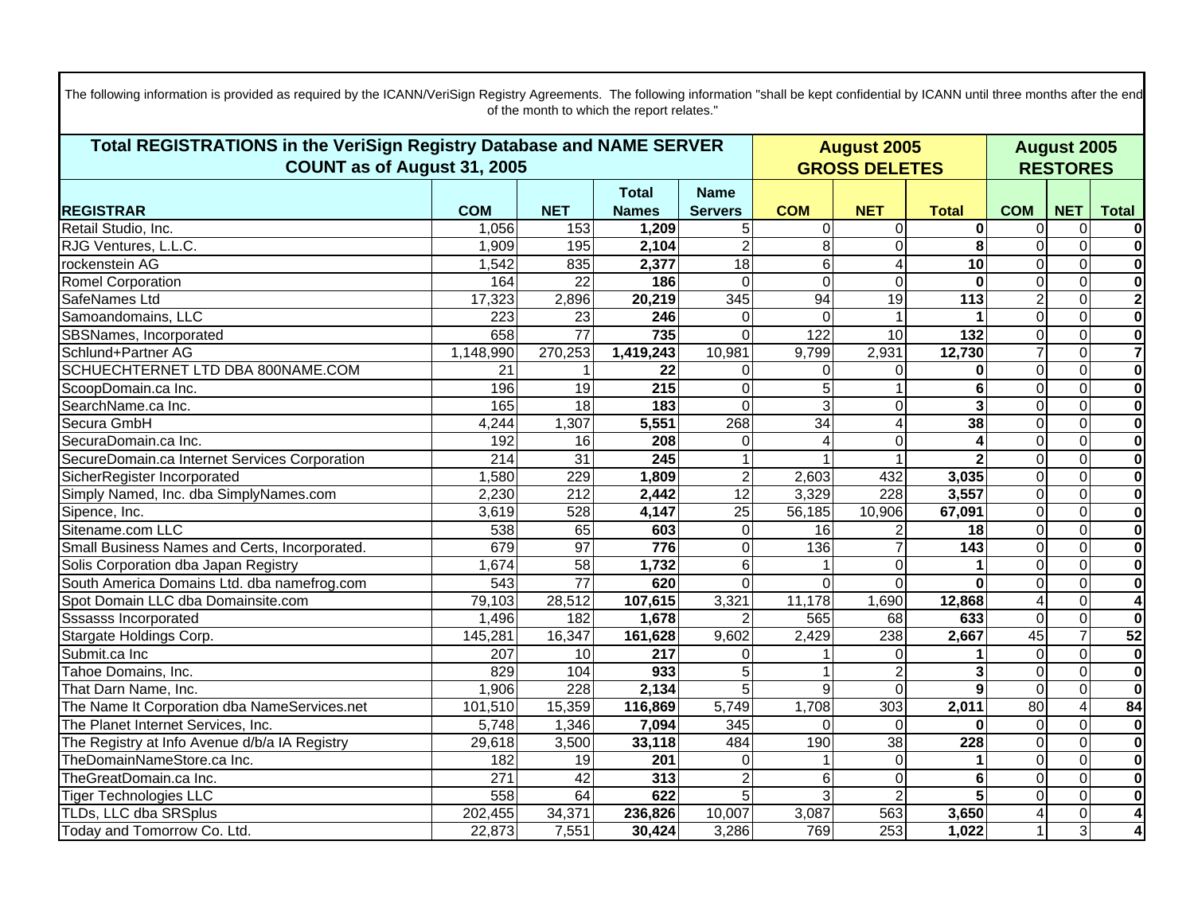The following information is provided as required by the ICANN/VeriSign Registry Agreements. The following information "shall be kept confidential by ICANN until three months after the end of the month to which the report relates."

| Total REGISTRATIONS in the VeriSign Registry Database and NAME SERVER COUNT as of August 31, 2005 | | | | | August 2005 GROSS DELETES | | | August 2005 RESTORES | | |
|---|---|---|---|---|---|---|---|---|---|---|
| **REGISTRAR** | **COM** | **NET** | **Total Names** | **Name Servers** | **COM** | **NET** | **Total** | **COM** | **NET** | **Total** |
| Retail Studio, Inc. | 1,056 | 153 | **1,209** | 5 | 0 | 0 | **0** | 0 | 0 | **0** |
| RJG Ventures, L.L.C. | 1,909 | 195 | **2,104** | 2 | 8 | 0 | **8** | 0 | 0 | **0** |
| rockenstein AG | 1,542 | 835 | **2,377** | 18 | 6 | 4 | **10** | 0 | 0 | **0** |
| Romel Corporation | 164 | 22 | **186** | 0 | 0 | 0 | **0** | 0 | 0 | **0** |
| SafeNames Ltd | 17,323 | 2,896 | **20,219** | 345 | 94 | 19 | **113** | 2 | 0 | **2** |
| Samoandomains, LLC | 223 | 23 | **246** | 0 | 0 | 1 | **1** | 0 | 0 | **0** |
| SBSNames, Incorporated | 658 | 77 | **735** | 0 | 122 | 10 | **132** | 0 | 0 | **0** |
| Schlund+Partner AG | 1,148,990 | 270,253 | **1,419,243** | 10,981 | 9,799 | 2,931 | **12,730** | 7 | 0 | **7** |
| SCHUECHTERNET LTD DBA 800NAME.COM | 21 | 1 | **22** | 0 | 0 | 0 | **0** | 0 | 0 | **0** |
| ScoopDomain.ca Inc. | 196 | 19 | **215** | 0 | 5 | 1 | **6** | 0 | 0 | **0** |
| SearchName.ca Inc. | 165 | 18 | **183** | 0 | 3 | 0 | **3** | 0 | 0 | **0** |
| Secura GmbH | 4,244 | 1,307 | **5,551** | 268 | 34 | 4 | **38** | 0 | 0 | **0** |
| SecuraDomain.ca Inc. | 192 | 16 | **208** | 0 | 4 | 0 | **4** | 0 | 0 | **0** |
| SecureDomain.ca Internet Services Corporation | 214 | 31 | **245** | 1 | 1 | 1 | **2** | 0 | 0 | **0** |
| SicherRegister Incorporated | 1,580 | 229 | **1,809** | 2 | 2,603 | 432 | **3,035** | 0 | 0 | **0** |
| Simply Named, Inc. dba SimplyNames.com | 2,230 | 212 | **2,442** | 12 | 3,329 | 228 | **3,557** | 0 | 0 | **0** |
| Sipence, Inc. | 3,619 | 528 | **4,147** | 25 | 56,185 | 10,906 | **67,091** | 0 | 0 | **0** |
| Sitename.com LLC | 538 | 65 | **603** | 0 | 16 | 2 | **18** | 0 | 0 | **0** |
| Small Business Names and Certs, Incorporated. | 679 | 97 | **776** | 0 | 136 | 7 | **143** | 0 | 0 | **0** |
| Solis Corporation dba Japan Registry | 1,674 | 58 | **1,732** | 6 | 1 | 0 | **1** | 0 | 0 | **0** |
| South America Domains Ltd. dba namefrog.com | 543 | 77 | **620** | 0 | 0 | 0 | **0** | 0 | 0 | **0** |
| Spot Domain LLC dba Domainsite.com | 79,103 | 28,512 | **107,615** | 3,321 | 11,178 | 1,690 | **12,868** | 4 | 0 | **4** |
| Sssasss Incorporated | 1,496 | 182 | **1,678** | 2 | 565 | 68 | **633** | 0 | 0 | **0** |
| Stargate Holdings Corp. | 145,281 | 16,347 | **161,628** | 9,602 | 2,429 | 238 | **2,667** | 45 | 7 | **52** |
| Submit.ca Inc | 207 | 10 | **217** | 0 | 1 | 0 | **1** | 0 | 0 | **0** |
| Tahoe Domains, Inc. | 829 | 104 | **933** | 5 | 1 | 2 | **3** | 0 | 0 | **0** |
| That Darn Name, Inc. | 1,906 | 228 | **2,134** | 5 | 9 | 0 | **9** | 0 | 0 | **0** |
| The Name It Corporation dba NameServices.net | 101,510 | 15,359 | **116,869** | 5,749 | 1,708 | 303 | **2,011** | 80 | 4 | **84** |
| The Planet Internet Services, Inc. | 5,748 | 1,346 | **7,094** | 345 | 0 | 0 | **0** | 0 | 0 | **0** |
| The Registry at Info Avenue d/b/a IA Registry | 29,618 | 3,500 | **33,118** | 484 | 190 | 38 | **228** | 0 | 0 | **0** |
| TheDomainNameStore.ca Inc. | 182 | 19 | **201** | 0 | 1 | 0 | **1** | 0 | 0 | **0** |
| TheGreatDomain.ca Inc. | 271 | 42 | **313** | 2 | 6 | 0 | **6** | 0 | 0 | **0** |
| Tiger Technologies LLC | 558 | 64 | **622** | 5 | 3 | 2 | **5** | 0 | 0 | **0** |
| TLDs, LLC dba SRSplus | 202,455 | 34,371 | **236,826** | 10,007 | 3,087 | 563 | **3,650** | 4 | 0 | **4** |
| Today and Tomorrow Co. Ltd. | 22,873 | 7,551 | **30,424** | 3,286 | 769 | 253 | **1,022** | 1 | 3 | **4** |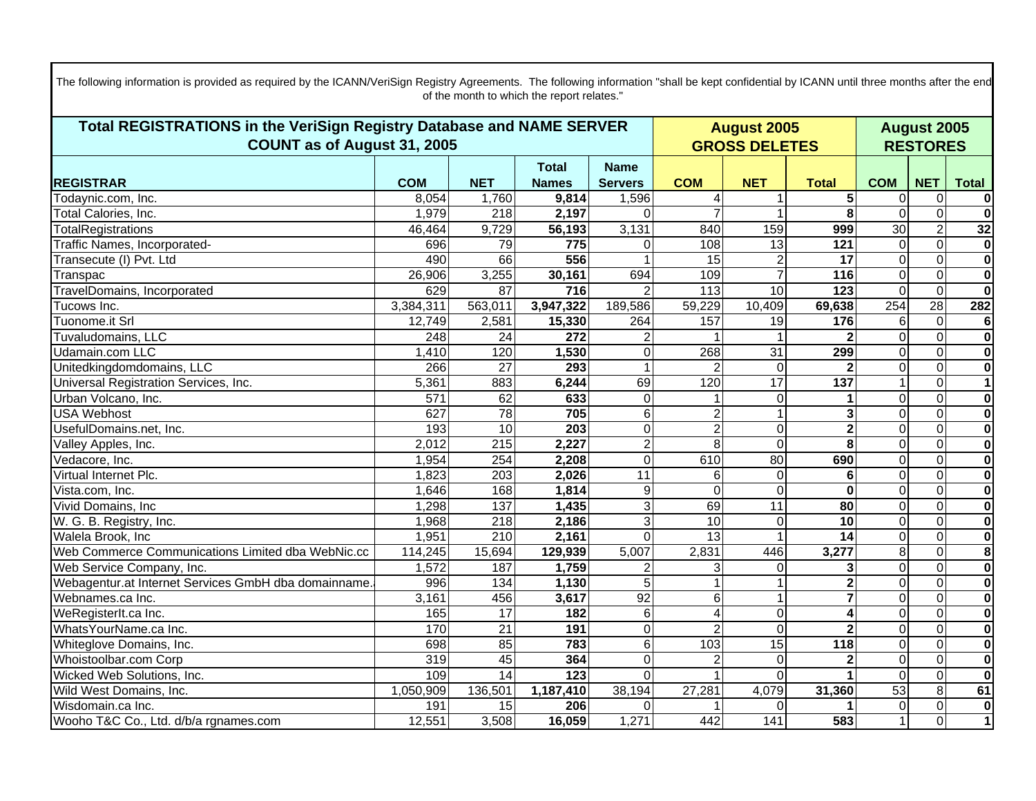The following information is provided as required by the ICANN/VeriSign Registry Agreements. The following information "shall be kept confidential by ICANN until three months after the end of the month to which the report relates."

| Total REGISTRATIONS in the VeriSign Registry Database and NAME SERVER COUNT as of August 31, 2005 | | | | | August 2005 GROSS DELETES | | | August 2005 RESTORES | | |
|---|---|---|---|---|---|---|---|---|---|---|
| **REGISTRAR** | **COM** | **NET** | **Total Names** | **Name Servers** | **COM** | **NET** | **Total** | **COM** | **NET** | **Total** |
| Todaynic.com, Inc. | 8,054 | 1,760 | **9,814** | 1,596 | 4 | 1 | **5** | 0 | 0 | **0** |
| Total Calories, Inc. | 1,979 | 218 | **2,197** | 0 | 7 | 1 | **8** | 0 | 0 | **0** |
| TotalRegistrations | 46,464 | 9,729 | **56,193** | 3,131 | 840 | 159 | **999** | 30 | 2 | **32** |
| Traffic Names, Incorporated- | 696 | 79 | **775** | 0 | 108 | 13 | **121** | 0 | 0 | **0** |
| Transecute (I) Pvt. Ltd | 490 | 66 | **556** | 1 | 15 | 2 | **17** | 0 | 0 | **0** |
| Transpac | 26,906 | 3,255 | **30,161** | 694 | 109 | 7 | **116** | 0 | 0 | **0** |
| TravelDomains, Incorporated | 629 | 87 | **716** | 2 | 113 | 10 | **123** | 0 | 0 | **0** |
| Tucows Inc. | 3,384,311 | 563,011 | **3,947,322** | 189,586 | 59,229 | 10,409 | **69,638** | 254 | 28 | **282** |
| Tuonome.it Srl | 12,749 | 2,581 | **15,330** | 264 | 157 | 19 | **176** | 6 | 0 | **6** |
| Tuvaludomains, LLC | 248 | 24 | **272** | 2 | 1 | 1 | **2** | 0 | 0 | **0** |
| Udamain.com LLC | 1,410 | 120 | **1,530** | 0 | 268 | 31 | **299** | 0 | 0 | **0** |
| Unitedkingdomdomains, LLC | 266 | 27 | **293** | 1 | 2 | 0 | **2** | 0 | 0 | **0** |
| Universal Registration Services, Inc. | 5,361 | 883 | **6,244** | 69 | 120 | 17 | **137** | 1 | 0 | **1** |
| Urban Volcano, Inc. | 571 | 62 | **633** | 0 | 1 | 0 | **1** | 0 | 0 | **0** |
| USA Webhost | 627 | 78 | **705** | 6 | 2 | 1 | **3** | 0 | 0 | **0** |
| UsefulDomains.net, Inc. | 193 | 10 | **203** | 0 | 2 | 0 | **2** | 0 | 0 | **0** |
| Valley Apples, Inc. | 2,012 | 215 | **2,227** | 2 | 8 | 0 | **8** | 0 | 0 | **0** |
| Vedacore, Inc. | 1,954 | 254 | **2,208** | 0 | 610 | 80 | **690** | 0 | 0 | **0** |
| Virtual Internet Plc. | 1,823 | 203 | **2,026** | 11 | 6 | 0 | **6** | 0 | 0 | **0** |
| Vista.com, Inc. | 1,646 | 168 | **1,814** | 9 | 0 | 0 | **0** | 0 | 0 | **0** |
| Vivid Domains, Inc | 1,298 | 137 | **1,435** | 3 | 69 | 11 | **80** | 0 | 0 | **0** |
| W. G. B. Registry, Inc. | 1,968 | 218 | **2,186** | 3 | 10 | 0 | **10** | 0 | 0 | **0** |
| Walela Brook, Inc | 1,951 | 210 | **2,161** | 0 | 13 | 1 | **14** | 0 | 0 | **0** |
| Web Commerce Communications Limited dba WebNic.cc | 114,245 | 15,694 | **129,939** | 5,007 | 2,831 | 446 | **3,277** | 8 | 0 | **8** |
| Web Service Company, Inc. | 1,572 | 187 | **1,759** | 2 | 3 | 0 | **3** | 0 | 0 | **0** |
| Webagentur.at Internet Services GmbH dba domainname. | 996 | 134 | **1,130** | 5 | 1 | 1 | **2** | 0 | 0 | **0** |
| Webnames.ca Inc. | 3,161 | 456 | **3,617** | 92 | 6 | 1 | **7** | 0 | 0 | **0** |
| WeRegisterIt.ca Inc. | 165 | 17 | **182** | 6 | 4 | 0 | **4** | 0 | 0 | **0** |
| WhatsYourName.ca Inc. | 170 | 21 | **191** | 0 | 2 | 0 | **2** | 0 | 0 | **0** |
| Whiteglove Domains, Inc. | 698 | 85 | **783** | 6 | 103 | 15 | **118** | 0 | 0 | **0** |
| Whoistoolbar.com Corp | 319 | 45 | **364** | 0 | 2 | 0 | **2** | 0 | 0 | **0** |
| Wicked Web Solutions, Inc. | 109 | 14 | **123** | 0 | 1 | 0 | **1** | 0 | 0 | **0** |
| Wild West Domains, Inc. | 1,050,909 | 136,501 | **1,187,410** | 38,194 | 27,281 | 4,079 | **31,360** | 53 | 8 | **61** |
| Wisdomain.ca Inc. | 191 | 15 | **206** | 0 | 1 | 0 | **1** | 0 | 0 | **0** |
| Wooho T&C Co., Ltd. d/b/a rgnames.com | 12,551 | 3,508 | **16,059** | 1,271 | 442 | 141 | **583** | 1 | 0 | **1** |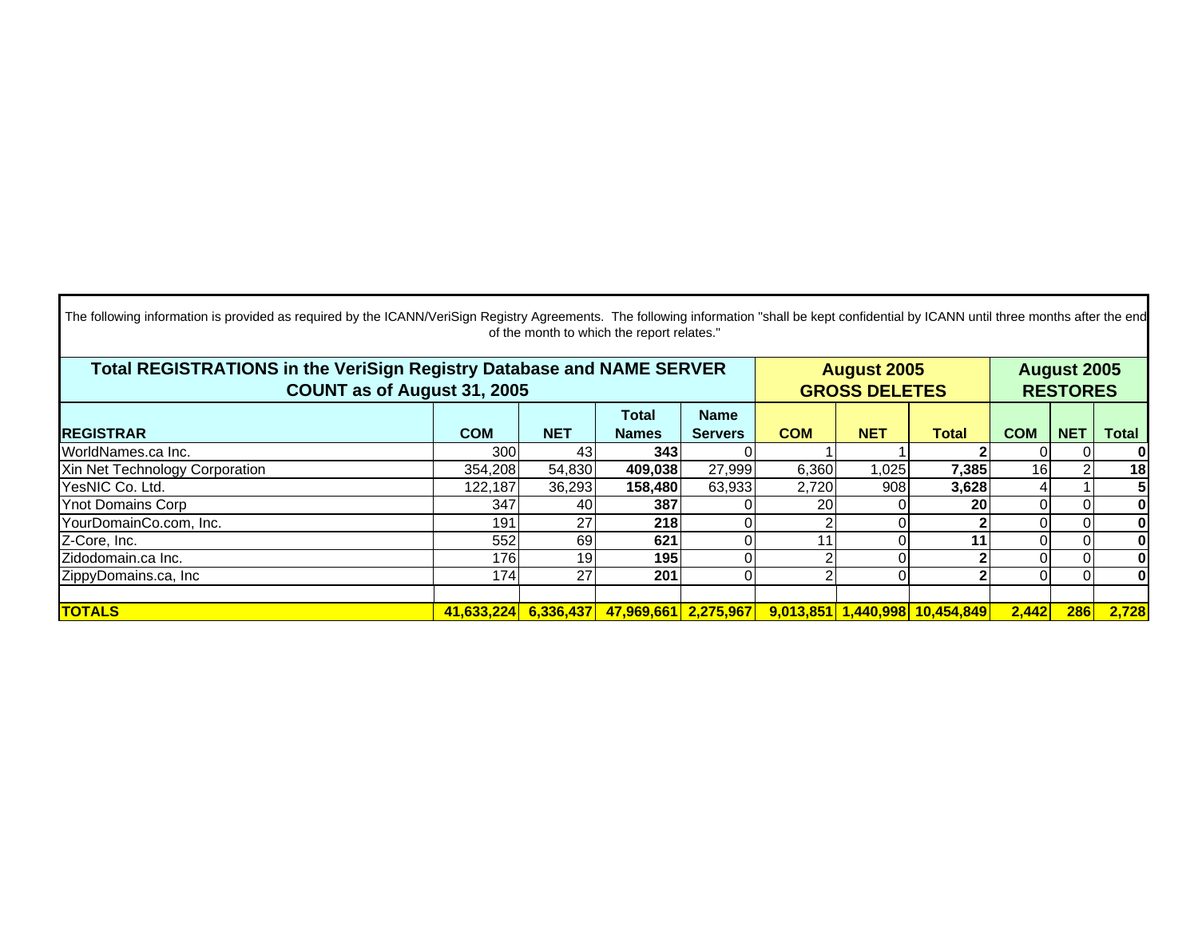The following information is provided as required by the ICANN/VeriSign Registry Agreements. The following information "shall be kept confidential by ICANN until three months after the end of the month to which the report relates."

| Total REGISTRATIONS in the VeriSign Registry Database and NAME SERVER COUNT as of August 31, 2005 | | | | | August 2005 GROSS DELETES | | | August 2005 RESTORES | | |
|---|---|---|---|---|---|---|---|---|---|---|
| **REGISTRAR** | **COM** | **NET** | **Total Names** | **Name Servers** | **COM** | **NET** | **Total** | **COM** | **NET** | **Total** |
| WorldNames.ca Inc. | 300 | 43 | **343** | 0 | 1 | 1 | **2** | 0 | 0 | **0** |
| Xin Net Technology Corporation | 354,208 | 54,830 | **409,038** | 27,999 | 6,360 | 1,025 | **7,385** | 16 | 2 | **18** |
| YesNIC Co. Ltd. | 122,187 | 36,293 | **158,480** | 63,933 | 2,720 | 908 | **3,628** | 4 | 1 | **5** |
| Ynot Domains Corp | 347 | 40 | **387** | 0 | 20 | 0 | **20** | 0 | 0 | **0** |
| YourDomainCo.com, Inc. | 191 | 27 | **218** | 0 | 2 | 0 | **2** | 0 | 0 | **0** |
| Z-Core, Inc. | 552 | 69 | **621** | 0 | 11 | 0 | **11** | 0 | 0 | **0** |
| Zidodomain.ca Inc. | 176 | 19 | **195** | 0 | 2 | 0 | **2** | 0 | 0 | **0** |
| ZippyDomains.ca, Inc | 174 | 27 | **201** | 0 | 2 | 0 | **2** | 0 | 0 | **0** |
| | | | | | | | | | | |
| **TOTALS** | **41,633,224** | **6,336,437** | **47,969,661** | **2,275,967** | **9,013,851** | **1,440,998** | **10,454,849** | **2,442** | **286** | **2,728** |